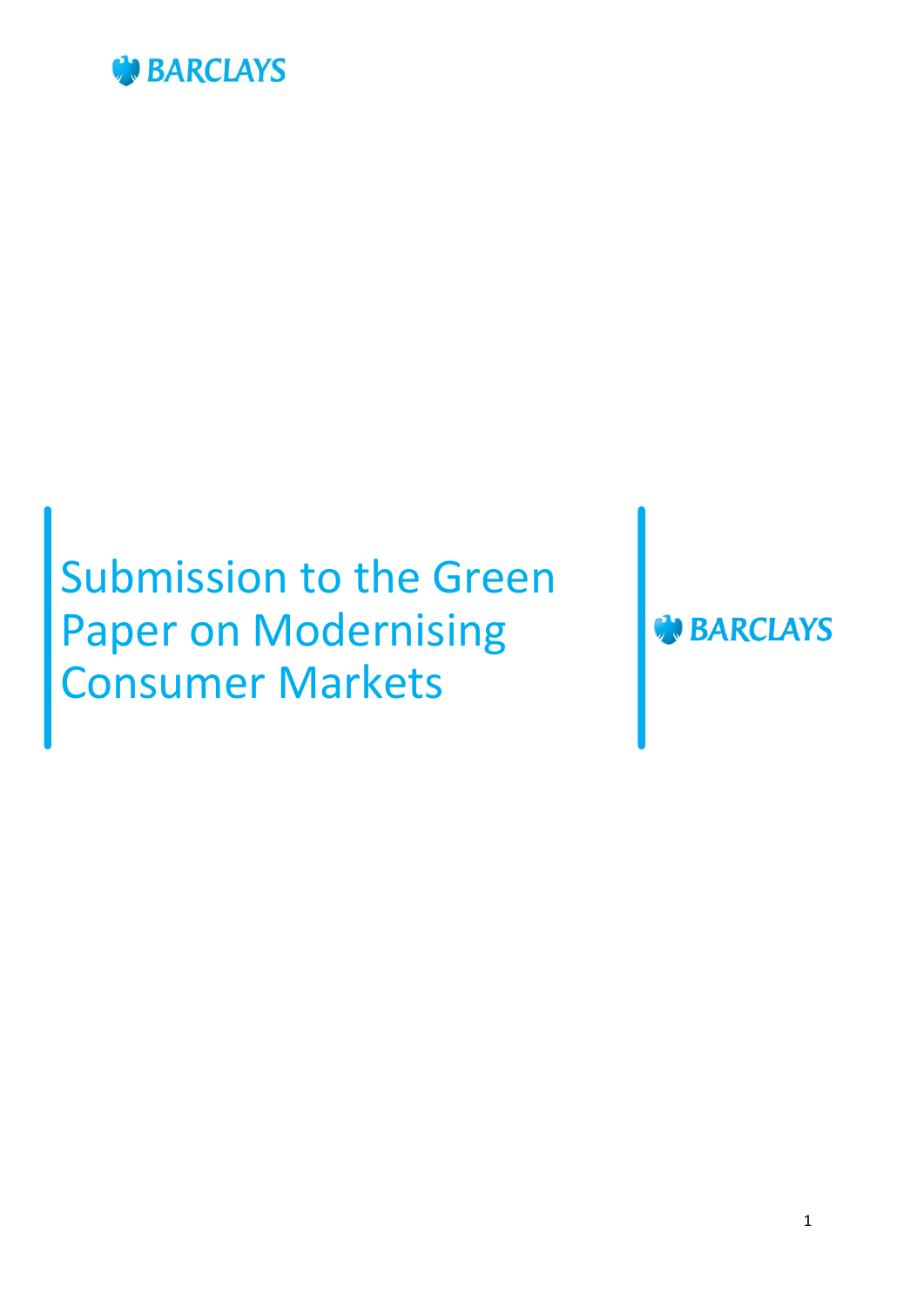BARCLAYS

# Submission to the Green Paper on Modernising Consumer Markets

BARCLAYS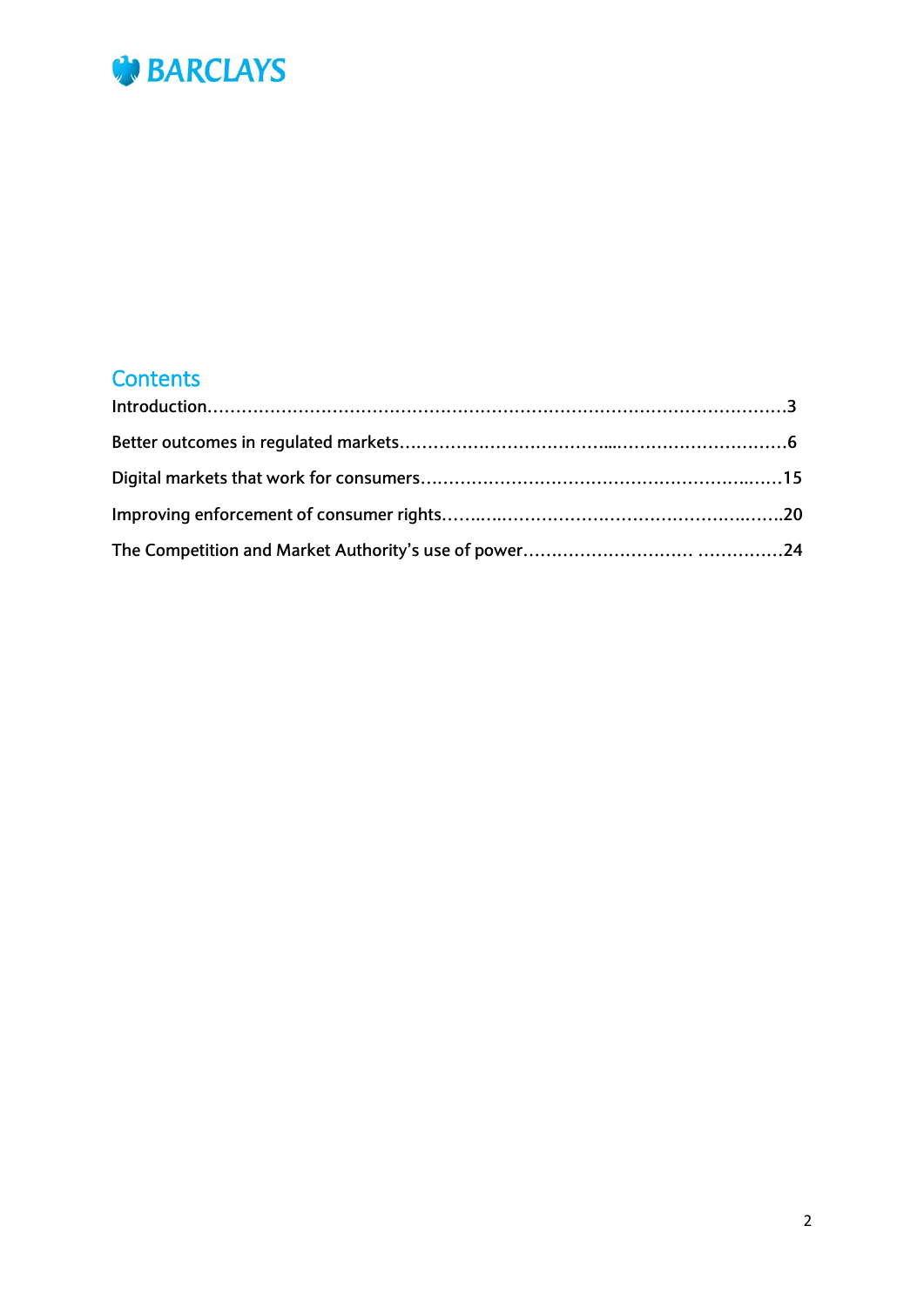BARCLAYS

## Contents

Introduction……………………………………………………………………………………………3

Better outcomes in regulated markets……………………………………………………………6

Digital markets that work for consumers…………………………………………………………15

Improving enforcement of consumer rights………………………………………………………20

The Competition and Market Authority's use of power…………………………………………24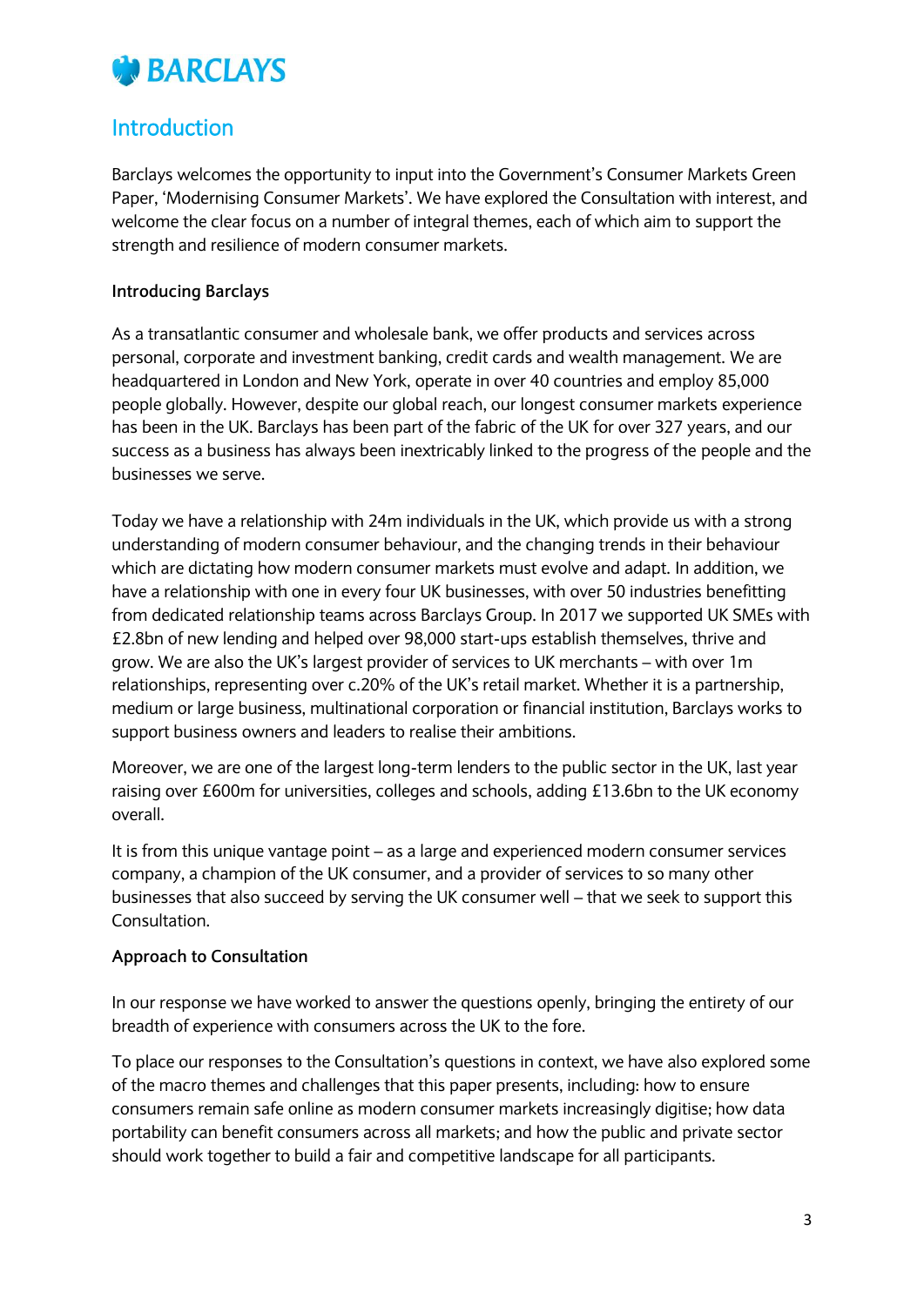# Introduction

Barclays welcomes the opportunity to input into the Government's Consumer Markets Green Paper, 'Modernising Consumer Markets'. We have explored the Consultation with interest, and welcome the clear focus on a number of integral themes, each of which aim to support the strength and resilience of modern consumer markets.

**Introducing Barclays**

As a transatlantic consumer and wholesale bank, we offer products and services across personal, corporate and investment banking, credit cards and wealth management. We are headquartered in London and New York, operate in over 40 countries and employ 85,000 people globally. However, despite our global reach, our longest consumer markets experience has been in the UK. Barclays has been part of the fabric of the UK for over 327 years, and our success as a business has always been inextricably linked to the progress of the people and the businesses we serve.

Today we have a relationship with 24m individuals in the UK, which provide us with a strong understanding of modern consumer behaviour, and the changing trends in their behaviour which are dictating how modern consumer markets must evolve and adapt. In addition, we have a relationship with one in every four UK businesses, with over 50 industries benefitting from dedicated relationship teams across Barclays Group. In 2017 we supported UK SMEs with £2.8bn of new lending and helped over 98,000 start-ups establish themselves, thrive and grow. We are also the UK's largest provider of services to UK merchants – with over 1m relationships, representing over c.20% of the UK's retail market. Whether it is a partnership, medium or large business, multinational corporation or financial institution, Barclays works to support business owners and leaders to realise their ambitions.

Moreover, we are one of the largest long-term lenders to the public sector in the UK, last year raising over £600m for universities, colleges and schools, adding £13.6bn to the UK economy overall.

It is from this unique vantage point – as a large and experienced modern consumer services company, a champion of the UK consumer, and a provider of services to so many other businesses that also succeed by serving the UK consumer well – that we seek to support this Consultation.

**Approach to Consultation**

In our response we have worked to answer the questions openly, bringing the entirety of our breadth of experience with consumers across the UK to the fore.

To place our responses to the Consultation's questions in context, we have also explored some of the macro themes and challenges that this paper presents, including: how to ensure consumers remain safe online as modern consumer markets increasingly digitise; how data portability can benefit consumers across all markets; and how the public and private sector should work together to build a fair and competitive landscape for all participants.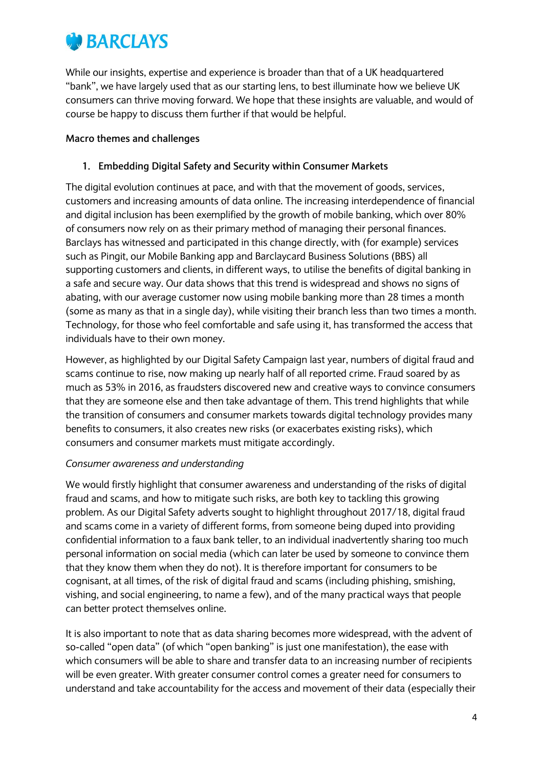While our insights, expertise and experience is broader than that of a UK headquartered "bank", we have largely used that as our starting lens, to best illuminate how we believe UK consumers can thrive moving forward. We hope that these insights are valuable, and would of course be happy to discuss them further if that would be helpful.

**Macro themes and challenges**

1. **Embedding Digital Safety and Security within Consumer Markets**

The digital evolution continues at pace, and with that the movement of goods, services, customers and increasing amounts of data online. The increasing interdependence of financial and digital inclusion has been exemplified by the growth of mobile banking, which over 80% of consumers now rely on as their primary method of managing their personal finances. Barclays has witnessed and participated in this change directly, with (for example) services such as Pingit, our Mobile Banking app and Barclaycard Business Solutions (BBS) all supporting customers and clients, in different ways, to utilise the benefits of digital banking in a safe and secure way. Our data shows that this trend is widespread and shows no signs of abating, with our average customer now using mobile banking more than 28 times a month (some as many as that in a single day), while visiting their branch less than two times a month. Technology, for those who feel comfortable and safe using it, has transformed the access that individuals have to their own money.

However, as highlighted by our Digital Safety Campaign last year, numbers of digital fraud and scams continue to rise, now making up nearly half of all reported crime. Fraud soared by as much as 53% in 2016, as fraudsters discovered new and creative ways to convince consumers that they are someone else and then take advantage of them. This trend highlights that while the transition of consumers and consumer markets towards digital technology provides many benefits to consumers, it also creates new risks (or exacerbates existing risks), which consumers and consumer markets must mitigate accordingly.

*Consumer awareness and understanding*

We would firstly highlight that consumer awareness and understanding of the risks of digital fraud and scams, and how to mitigate such risks, are both key to tackling this growing problem. As our Digital Safety adverts sought to highlight throughout 2017/18, digital fraud and scams come in a variety of different forms, from someone being duped into providing confidential information to a faux bank teller, to an individual inadvertently sharing too much personal information on social media (which can later be used by someone to convince them that they know them when they do not). It is therefore important for consumers to be cognisant, at all times, of the risk of digital fraud and scams (including phishing, smishing, vishing, and social engineering, to name a few), and of the many practical ways that people can better protect themselves online.

It is also important to note that as data sharing becomes more widespread, with the advent of so-called "open data" (of which "open banking" is just one manifestation), the ease with which consumers will be able to share and transfer data to an increasing number of recipients will be even greater. With greater consumer control comes a greater need for consumers to understand and take accountability for the access and movement of their data (especially their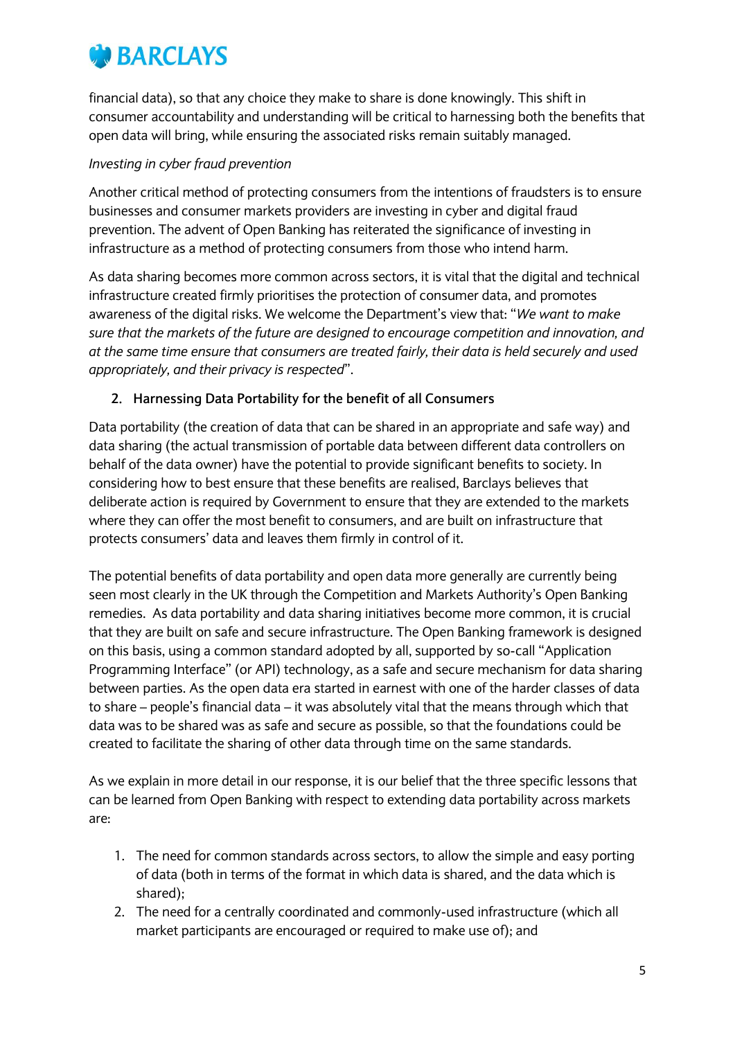financial data), so that any choice they make to share is done knowingly. This shift in consumer accountability and understanding will be critical to harnessing both the benefits that open data will bring, while ensuring the associated risks remain suitably managed.

*Investing in cyber fraud prevention*

Another critical method of protecting consumers from the intentions of fraudsters is to ensure businesses and consumer markets providers are investing in cyber and digital fraud prevention. The advent of Open Banking has reiterated the significance of investing in infrastructure as a method of protecting consumers from those who intend harm.

As data sharing becomes more common across sectors, it is vital that the digital and technical infrastructure created firmly prioritises the protection of consumer data, and promotes awareness of the digital risks. We welcome the Department's view that: "*We want to make sure that the markets of the future are designed to encourage competition and innovation, and at the same time ensure that consumers are treated fairly, their data is held securely and used appropriately, and their privacy is respected*".

**2. Harnessing Data Portability for the benefit of all Consumers**

Data portability (the creation of data that can be shared in an appropriate and safe way) and data sharing (the actual transmission of portable data between different data controllers on behalf of the data owner) have the potential to provide significant benefits to society. In considering how to best ensure that these benefits are realised, Barclays believes that deliberate action is required by Government to ensure that they are extended to the markets where they can offer the most benefit to consumers, and are built on infrastructure that protects consumers' data and leaves them firmly in control of it.

The potential benefits of data portability and open data more generally are currently being seen most clearly in the UK through the Competition and Markets Authority's Open Banking remedies. As data portability and data sharing initiatives become more common, it is crucial that they are built on safe and secure infrastructure. The Open Banking framework is designed on this basis, using a common standard adopted by all, supported by so-call "Application Programming Interface" (or API) technology, as a safe and secure mechanism for data sharing between parties. As the open data era started in earnest with one of the harder classes of data to share – people's financial data – it was absolutely vital that the means through which that data was to be shared was as safe and secure as possible, so that the foundations could be created to facilitate the sharing of other data through time on the same standards.

As we explain in more detail in our response, it is our belief that the three specific lessons that can be learned from Open Banking with respect to extending data portability across markets are:

1. The need for common standards across sectors, to allow the simple and easy porting of data (both in terms of the format in which data is shared, and the data which is shared);
2. The need for a centrally coordinated and commonly-used infrastructure (which all market participants are encouraged or required to make use of); and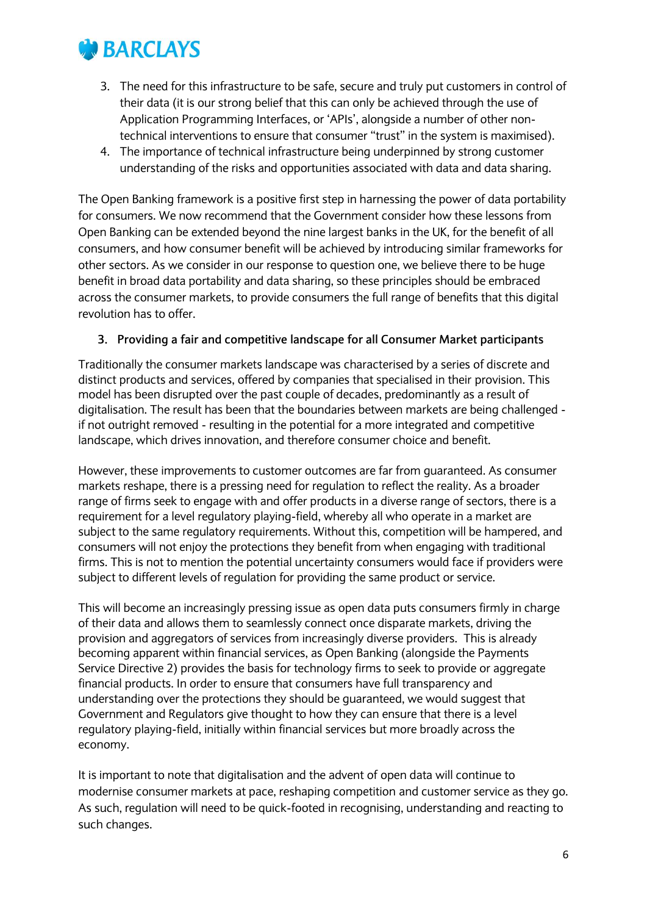3. The need for this infrastructure to be safe, secure and truly put customers in control of their data (it is our strong belief that this can only be achieved through the use of Application Programming Interfaces, or 'APIs', alongside a number of other non-technical interventions to ensure that consumer "trust" in the system is maximised).
4. The importance of technical infrastructure being underpinned by strong customer understanding of the risks and opportunities associated with data and data sharing.

The Open Banking framework is a positive first step in harnessing the power of data portability for consumers. We now recommend that the Government consider how these lessons from Open Banking can be extended beyond the nine largest banks in the UK, for the benefit of all consumers, and how consumer benefit will be achieved by introducing similar frameworks for other sectors. As we consider in our response to question one, we believe there to be huge benefit in broad data portability and data sharing, so these principles should be embraced across the consumer markets, to provide consumers the full range of benefits that this digital revolution has to offer.

### 3. Providing a fair and competitive landscape for all Consumer Market participants

Traditionally the consumer markets landscape was characterised by a series of discrete and distinct products and services, offered by companies that specialised in their provision. This model has been disrupted over the past couple of decades, predominantly as a result of digitalisation. The result has been that the boundaries between markets are being challenged - if not outright removed - resulting in the potential for a more integrated and competitive landscape, which drives innovation, and therefore consumer choice and benefit.

However, these improvements to customer outcomes are far from guaranteed. As consumer markets reshape, there is a pressing need for regulation to reflect the reality. As a broader range of firms seek to engage with and offer products in a diverse range of sectors, there is a requirement for a level regulatory playing-field, whereby all who operate in a market are subject to the same regulatory requirements. Without this, competition will be hampered, and consumers will not enjoy the protections they benefit from when engaging with traditional firms. This is not to mention the potential uncertainty consumers would face if providers were subject to different levels of regulation for providing the same product or service.

This will become an increasingly pressing issue as open data puts consumers firmly in charge of their data and allows them to seamlessly connect once disparate markets, driving the provision and aggregators of services from increasingly diverse providers. This is already becoming apparent within financial services, as Open Banking (alongside the Payments Service Directive 2) provides the basis for technology firms to seek to provide or aggregate financial products. In order to ensure that consumers have full transparency and understanding over the protections they should be guaranteed, we would suggest that Government and Regulators give thought to how they can ensure that there is a level regulatory playing-field, initially within financial services but more broadly across the economy.

It is important to note that digitalisation and the advent of open data will continue to modernise consumer markets at pace, reshaping competition and customer service as they go. As such, regulation will need to be quick-footed in recognising, understanding and reacting to such changes.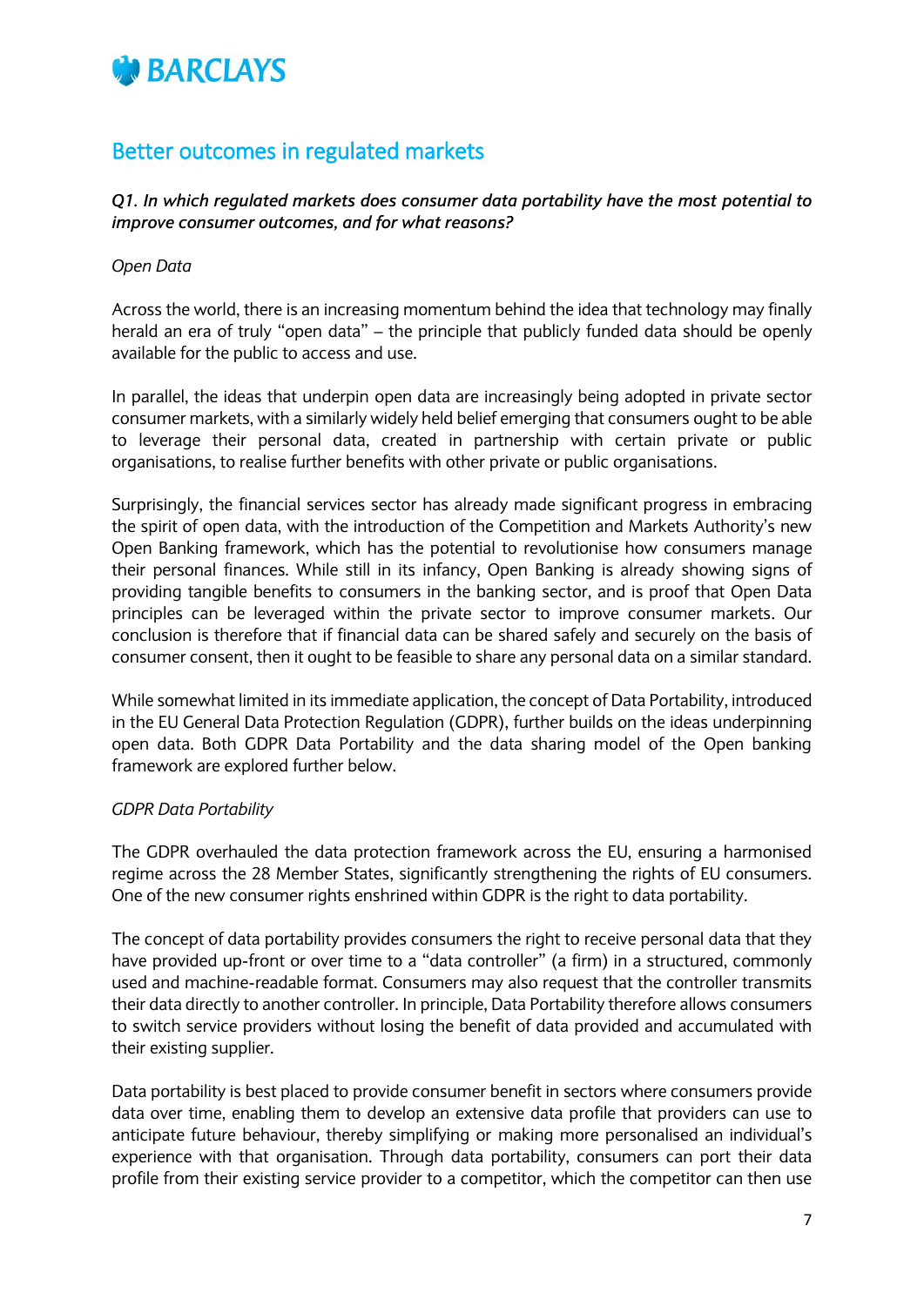## Better outcomes in regulated markets

***Q1. In which regulated markets does consumer data portability have the most potential to improve consumer outcomes, and for what reasons?***

*Open Data*

Across the world, there is an increasing momentum behind the idea that technology may finally herald an era of truly "open data" – the principle that publicly funded data should be openly available for the public to access and use.

In parallel, the ideas that underpin open data are increasingly being adopted in private sector consumer markets, with a similarly widely held belief emerging that consumers ought to be able to leverage their personal data, created in partnership with certain private or public organisations, to realise further benefits with other private or public organisations.

Surprisingly, the financial services sector has already made significant progress in embracing the spirit of open data, with the introduction of the Competition and Markets Authority's new Open Banking framework, which has the potential to revolutionise how consumers manage their personal finances. While still in its infancy, Open Banking is already showing signs of providing tangible benefits to consumers in the banking sector, and is proof that Open Data principles can be leveraged within the private sector to improve consumer markets. Our conclusion is therefore that if financial data can be shared safely and securely on the basis of consumer consent, then it ought to be feasible to share any personal data on a similar standard.

While somewhat limited in its immediate application, the concept of Data Portability, introduced in the EU General Data Protection Regulation (GDPR), further builds on the ideas underpinning open data. Both GDPR Data Portability and the data sharing model of the Open banking framework are explored further below.

*GDPR Data Portability*

The GDPR overhauled the data protection framework across the EU, ensuring a harmonised regime across the 28 Member States, significantly strengthening the rights of EU consumers. One of the new consumer rights enshrined within GDPR is the right to data portability.

The concept of data portability provides consumers the right to receive personal data that they have provided up-front or over time to a "data controller" (a firm) in a structured, commonly used and machine-readable format. Consumers may also request that the controller transmits their data directly to another controller. In principle, Data Portability therefore allows consumers to switch service providers without losing the benefit of data provided and accumulated with their existing supplier.

Data portability is best placed to provide consumer benefit in sectors where consumers provide data over time, enabling them to develop an extensive data profile that providers can use to anticipate future behaviour, thereby simplifying or making more personalised an individual's experience with that organisation. Through data portability, consumers can port their data profile from their existing service provider to a competitor, which the competitor can then use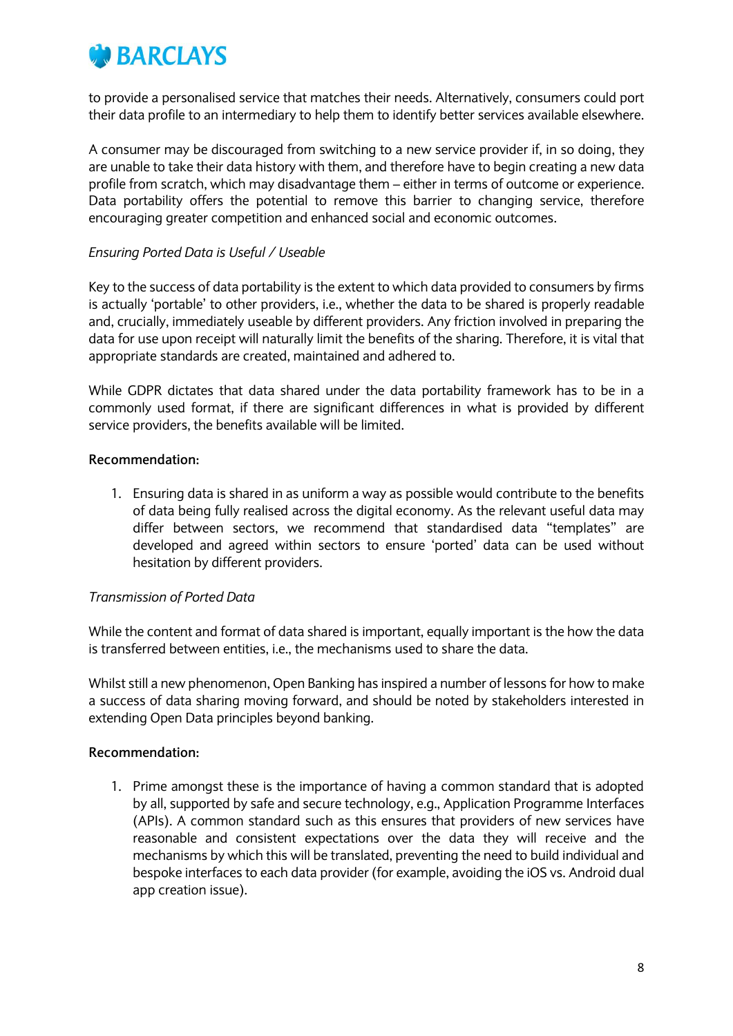to provide a personalised service that matches their needs. Alternatively, consumers could port their data profile to an intermediary to help them to identify better services available elsewhere.

A consumer may be discouraged from switching to a new service provider if, in so doing, they are unable to take their data history with them, and therefore have to begin creating a new data profile from scratch, which may disadvantage them – either in terms of outcome or experience. Data portability offers the potential to remove this barrier to changing service, therefore encouraging greater competition and enhanced social and economic outcomes.

*Ensuring Ported Data is Useful / Useable*

Key to the success of data portability is the extent to which data provided to consumers by firms is actually 'portable' to other providers, i.e., whether the data to be shared is properly readable and, crucially, immediately useable by different providers. Any friction involved in preparing the data for use upon receipt will naturally limit the benefits of the sharing. Therefore, it is vital that appropriate standards are created, maintained and adhered to.

While GDPR dictates that data shared under the data portability framework has to be in a commonly used format, if there are significant differences in what is provided by different service providers, the benefits available will be limited.

**Recommendation:**

1. Ensuring data is shared in as uniform a way as possible would contribute to the benefits of data being fully realised across the digital economy. As the relevant useful data may differ between sectors, we recommend that standardised data "templates" are developed and agreed within sectors to ensure 'ported' data can be used without hesitation by different providers.

*Transmission of Ported Data*

While the content and format of data shared is important, equally important is the how the data is transferred between entities, i.e., the mechanisms used to share the data.

Whilst still a new phenomenon, Open Banking has inspired a number of lessons for how to make a success of data sharing moving forward, and should be noted by stakeholders interested in extending Open Data principles beyond banking.

**Recommendation:**

1. Prime amongst these is the importance of having a common standard that is adopted by all, supported by safe and secure technology, e.g., Application Programme Interfaces (APIs). A common standard such as this ensures that providers of new services have reasonable and consistent expectations over the data they will receive and the mechanisms by which this will be translated, preventing the need to build individual and bespoke interfaces to each data provider (for example, avoiding the iOS vs. Android dual app creation issue).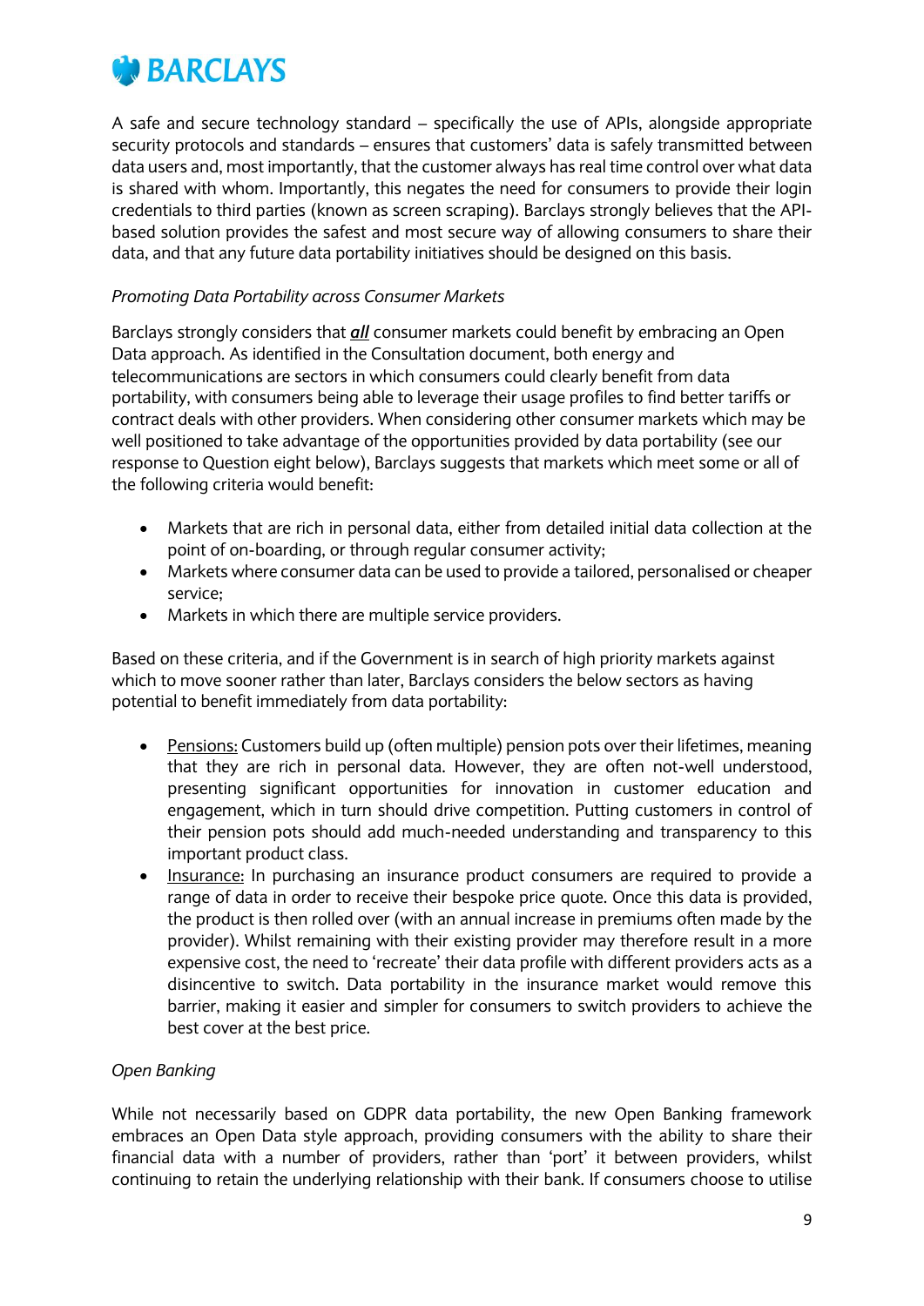A safe and secure technology standard – specifically the use of APIs, alongside appropriate security protocols and standards – ensures that customers' data is safely transmitted between data users and, most importantly, that the customer always has real time control over what data is shared with whom. Importantly, this negates the need for consumers to provide their login credentials to third parties (known as screen scraping). Barclays strongly believes that the API-based solution provides the safest and most secure way of allowing consumers to share their data, and that any future data portability initiatives should be designed on this basis.

*Promoting Data Portability across Consumer Markets*

Barclays strongly considers that ***all*** consumer markets could benefit by embracing an Open Data approach. As identified in the Consultation document, both energy and telecommunications are sectors in which consumers could clearly benefit from data portability, with consumers being able to leverage their usage profiles to find better tariffs or contract deals with other providers. When considering other consumer markets which may be well positioned to take advantage of the opportunities provided by data portability (see our response to Question eight below), Barclays suggests that markets which meet some or all of the following criteria would benefit:

- Markets that are rich in personal data, either from detailed initial data collection at the point of on-boarding, or through regular consumer activity;
- Markets where consumer data can be used to provide a tailored, personalised or cheaper service;
- Markets in which there are multiple service providers.

Based on these criteria, and if the Government is in search of high priority markets against which to move sooner rather than later, Barclays considers the below sectors as having potential to benefit immediately from data portability:

- Pensions: Customers build up (often multiple) pension pots over their lifetimes, meaning that they are rich in personal data. However, they are often not-well understood, presenting significant opportunities for innovation in customer education and engagement, which in turn should drive competition. Putting customers in control of their pension pots should add much-needed understanding and transparency to this important product class.
- Insurance: In purchasing an insurance product consumers are required to provide a range of data in order to receive their bespoke price quote. Once this data is provided, the product is then rolled over (with an annual increase in premiums often made by the provider). Whilst remaining with their existing provider may therefore result in a more expensive cost, the need to 'recreate' their data profile with different providers acts as a disincentive to switch. Data portability in the insurance market would remove this barrier, making it easier and simpler for consumers to switch providers to achieve the best cover at the best price.

*Open Banking*

While not necessarily based on GDPR data portability, the new Open Banking framework embraces an Open Data style approach, providing consumers with the ability to share their financial data with a number of providers, rather than 'port' it between providers, whilst continuing to retain the underlying relationship with their bank. If consumers choose to utilise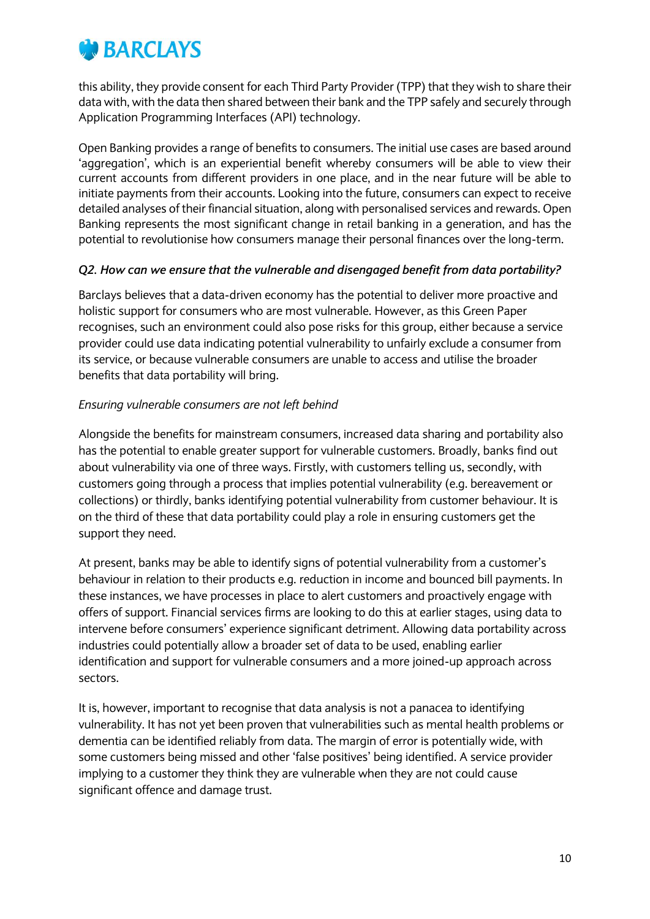this ability, they provide consent for each Third Party Provider (TPP) that they wish to share their data with, with the data then shared between their bank and the TPP safely and securely through Application Programming Interfaces (API) technology.

Open Banking provides a range of benefits to consumers. The initial use cases are based around 'aggregation', which is an experiential benefit whereby consumers will be able to view their current accounts from different providers in one place, and in the near future will be able to initiate payments from their accounts. Looking into the future, consumers can expect to receive detailed analyses of their financial situation, along with personalised services and rewards. Open Banking represents the most significant change in retail banking in a generation, and has the potential to revolutionise how consumers manage their personal finances over the long-term.

### *Q2. How can we ensure that the vulnerable and disengaged benefit from data portability?*

Barclays believes that a data-driven economy has the potential to deliver more proactive and holistic support for consumers who are most vulnerable. However, as this Green Paper recognises, such an environment could also pose risks for this group, either because a service provider could use data indicating potential vulnerability to unfairly exclude a consumer from its service, or because vulnerable consumers are unable to access and utilise the broader benefits that data portability will bring.

*Ensuring vulnerable consumers are not left behind*

Alongside the benefits for mainstream consumers, increased data sharing and portability also has the potential to enable greater support for vulnerable customers. Broadly, banks find out about vulnerability via one of three ways. Firstly, with customers telling us, secondly, with customers going through a process that implies potential vulnerability (e.g. bereavement or collections) or thirdly, banks identifying potential vulnerability from customer behaviour. It is on the third of these that data portability could play a role in ensuring customers get the support they need.

At present, banks may be able to identify signs of potential vulnerability from a customer's behaviour in relation to their products e.g. reduction in income and bounced bill payments. In these instances, we have processes in place to alert customers and proactively engage with offers of support. Financial services firms are looking to do this at earlier stages, using data to intervene before consumers' experience significant detriment. Allowing data portability across industries could potentially allow a broader set of data to be used, enabling earlier identification and support for vulnerable consumers and a more joined-up approach across sectors.

It is, however, important to recognise that data analysis is not a panacea to identifying vulnerability. It has not yet been proven that vulnerabilities such as mental health problems or dementia can be identified reliably from data. The margin of error is potentially wide, with some customers being missed and other 'false positives' being identified. A service provider implying to a customer they think they are vulnerable when they are not could cause significant offence and damage trust.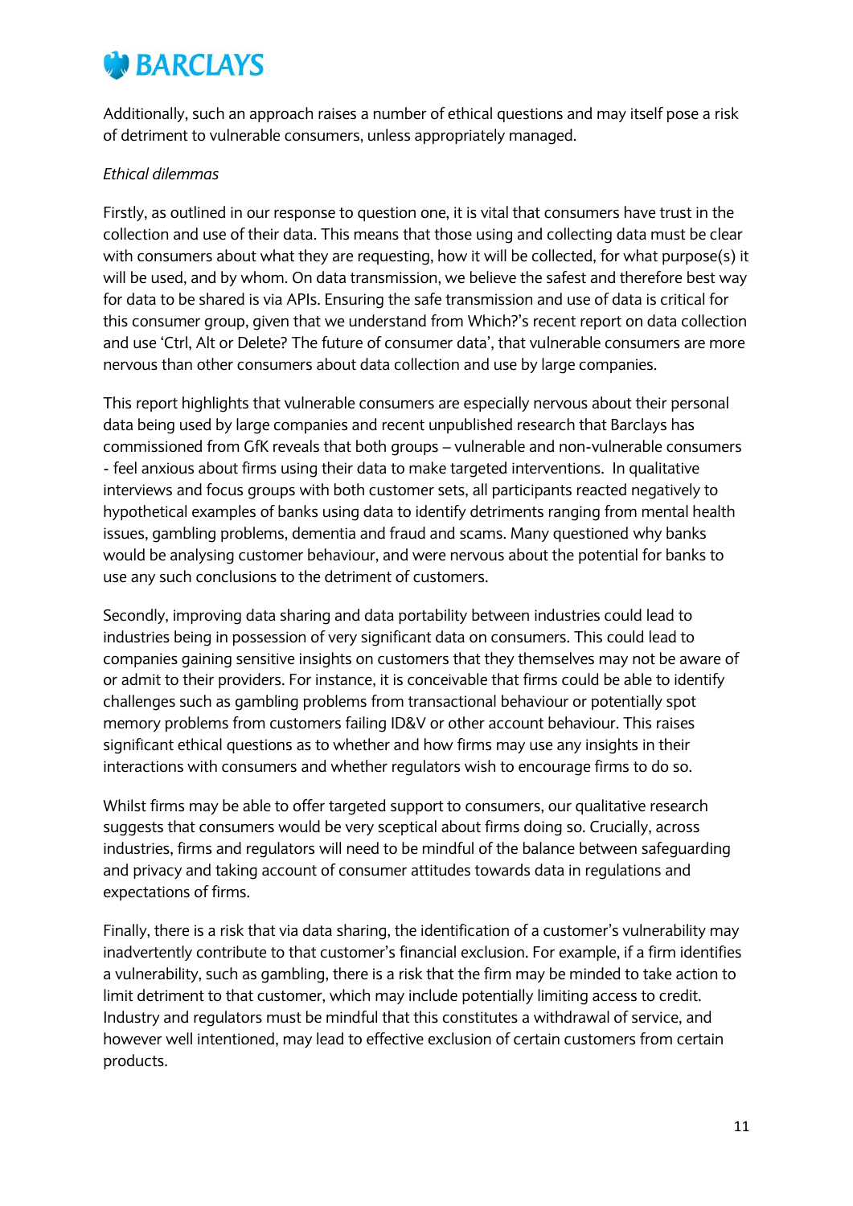Additionally, such an approach raises a number of ethical questions and may itself pose a risk of detriment to vulnerable consumers, unless appropriately managed.

*Ethical dilemmas*

Firstly, as outlined in our response to question one, it is vital that consumers have trust in the collection and use of their data. This means that those using and collecting data must be clear with consumers about what they are requesting, how it will be collected, for what purpose(s) it will be used, and by whom. On data transmission, we believe the safest and therefore best way for data to be shared is via APIs. Ensuring the safe transmission and use of data is critical for this consumer group, given that we understand from Which?'s recent report on data collection and use 'Ctrl, Alt or Delete? The future of consumer data', that vulnerable consumers are more nervous than other consumers about data collection and use by large companies.

This report highlights that vulnerable consumers are especially nervous about their personal data being used by large companies and recent unpublished research that Barclays has commissioned from GfK reveals that both groups – vulnerable and non-vulnerable consumers - feel anxious about firms using their data to make targeted interventions. In qualitative interviews and focus groups with both customer sets, all participants reacted negatively to hypothetical examples of banks using data to identify detriments ranging from mental health issues, gambling problems, dementia and fraud and scams. Many questioned why banks would be analysing customer behaviour, and were nervous about the potential for banks to use any such conclusions to the detriment of customers.

Secondly, improving data sharing and data portability between industries could lead to industries being in possession of very significant data on consumers. This could lead to companies gaining sensitive insights on customers that they themselves may not be aware of or admit to their providers. For instance, it is conceivable that firms could be able to identify challenges such as gambling problems from transactional behaviour or potentially spot memory problems from customers failing ID&V or other account behaviour. This raises significant ethical questions as to whether and how firms may use any insights in their interactions with consumers and whether regulators wish to encourage firms to do so.

Whilst firms may be able to offer targeted support to consumers, our qualitative research suggests that consumers would be very sceptical about firms doing so. Crucially, across industries, firms and regulators will need to be mindful of the balance between safeguarding and privacy and taking account of consumer attitudes towards data in regulations and expectations of firms.

Finally, there is a risk that via data sharing, the identification of a customer's vulnerability may inadvertently contribute to that customer's financial exclusion. For example, if a firm identifies a vulnerability, such as gambling, there is a risk that the firm may be minded to take action to limit detriment to that customer, which may include potentially limiting access to credit. Industry and regulators must be mindful that this constitutes a withdrawal of service, and however well intentioned, may lead to effective exclusion of certain customers from certain products.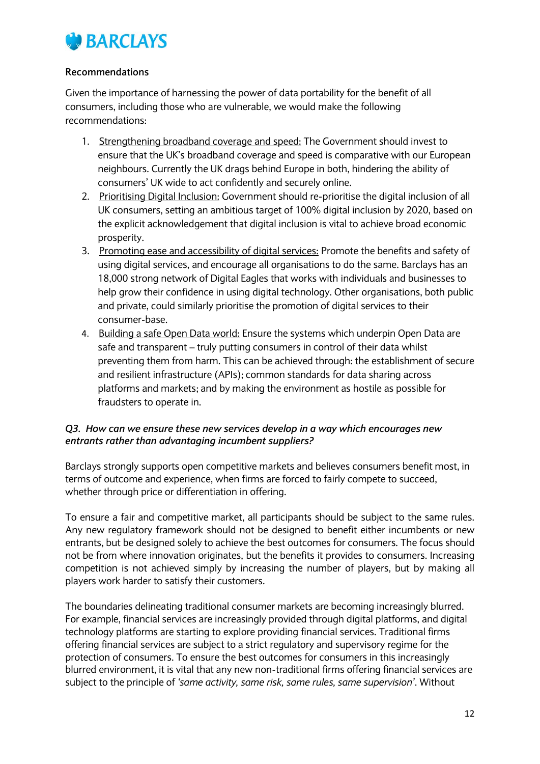**Recommendations**

Given the importance of harnessing the power of data portability for the benefit of all consumers, including those who are vulnerable, we would make the following recommendations:

1. <u>Strengthening broadband coverage and speed:</u> The Government should invest to ensure that the UK's broadband coverage and speed is comparative with our European neighbours. Currently the UK drags behind Europe in both, hindering the ability of consumers' UK wide to act confidently and securely online.
2. <u>Prioritising Digital Inclusion:</u> Government should re-prioritise the digital inclusion of all UK consumers, setting an ambitious target of 100% digital inclusion by 2020, based on the explicit acknowledgement that digital inclusion is vital to achieve broad economic prosperity.
3. <u>Promoting ease and accessibility of digital services:</u> Promote the benefits and safety of using digital services, and encourage all organisations to do the same. Barclays has an 18,000 strong network of Digital Eagles that works with individuals and businesses to help grow their confidence in using digital technology. Other organisations, both public and private, could similarly prioritise the promotion of digital services to their consumer-base.
4. <u>Building a safe Open Data world:</u> Ensure the systems which underpin Open Data are safe and transparent – truly putting consumers in control of their data whilst preventing them from harm. This can be achieved through: the establishment of secure and resilient infrastructure (APIs); common standards for data sharing across platforms and markets; and by making the environment as hostile as possible for fraudsters to operate in.

***Q3. How can we ensure these new services develop in a way which encourages new entrants rather than advantaging incumbent suppliers?***

Barclays strongly supports open competitive markets and believes consumers benefit most, in terms of outcome and experience, when firms are forced to fairly compete to succeed, whether through price or differentiation in offering.

To ensure a fair and competitive market, all participants should be subject to the same rules. Any new regulatory framework should not be designed to benefit either incumbents or new entrants, but be designed solely to achieve the best outcomes for consumers. The focus should not be from where innovation originates, but the benefits it provides to consumers. Increasing competition is not achieved simply by increasing the number of players, but by making all players work harder to satisfy their customers.

The boundaries delineating traditional consumer markets are becoming increasingly blurred. For example, financial services are increasingly provided through digital platforms, and digital technology platforms are starting to explore providing financial services. Traditional firms offering financial services are subject to a strict regulatory and supervisory regime for the protection of consumers. To ensure the best outcomes for consumers in this increasingly blurred environment, it is vital that any new non-traditional firms offering financial services are subject to the principle of *'same activity, same risk, same rules, same supervision'*. Without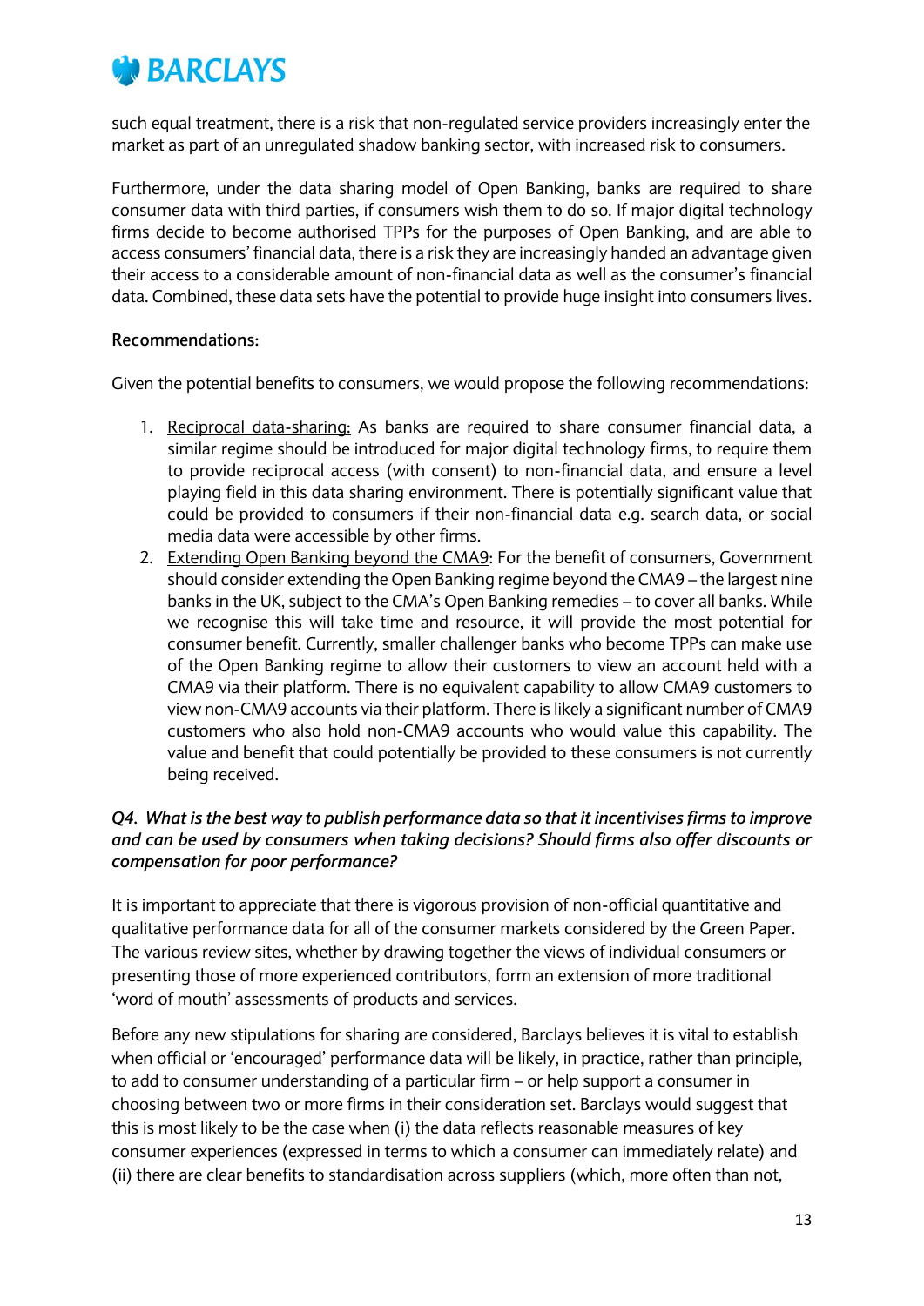such equal treatment, there is a risk that non-regulated service providers increasingly enter the market as part of an unregulated shadow banking sector, with increased risk to consumers.

Furthermore, under the data sharing model of Open Banking, banks are required to share consumer data with third parties, if consumers wish them to do so. If major digital technology firms decide to become authorised TPPs for the purposes of Open Banking, and are able to access consumers' financial data, there is a risk they are increasingly handed an advantage given their access to a considerable amount of non-financial data as well as the consumer's financial data. Combined, these data sets have the potential to provide huge insight into consumers lives.

**Recommendations:**

Given the potential benefits to consumers, we would propose the following recommendations:

1. Reciprocal data-sharing: As banks are required to share consumer financial data, a similar regime should be introduced for major digital technology firms, to require them to provide reciprocal access (with consent) to non-financial data, and ensure a level playing field in this data sharing environment. There is potentially significant value that could be provided to consumers if their non-financial data e.g. search data, or social media data were accessible by other firms.
2. Extending Open Banking beyond the CMA9: For the benefit of consumers, Government should consider extending the Open Banking regime beyond the CMA9 – the largest nine banks in the UK, subject to the CMA's Open Banking remedies – to cover all banks. While we recognise this will take time and resource, it will provide the most potential for consumer benefit. Currently, smaller challenger banks who become TPPs can make use of the Open Banking regime to allow their customers to view an account held with a CMA9 via their platform. There is no equivalent capability to allow CMA9 customers to view non-CMA9 accounts via their platform. There is likely a significant number of CMA9 customers who also hold non-CMA9 accounts who would value this capability. The value and benefit that could potentially be provided to these consumers is not currently being received.

***Q4. What is the best way to publish performance data so that it incentivises firms to improve and can be used by consumers when taking decisions? Should firms also offer discounts or compensation for poor performance?***

It is important to appreciate that there is vigorous provision of non-official quantitative and qualitative performance data for all of the consumer markets considered by the Green Paper. The various review sites, whether by drawing together the views of individual consumers or presenting those of more experienced contributors, form an extension of more traditional 'word of mouth' assessments of products and services.

Before any new stipulations for sharing are considered, Barclays believes it is vital to establish when official or 'encouraged' performance data will be likely, in practice, rather than principle, to add to consumer understanding of a particular firm – or help support a consumer in choosing between two or more firms in their consideration set. Barclays would suggest that this is most likely to be the case when (i) the data reflects reasonable measures of key consumer experiences (expressed in terms to which a consumer can immediately relate) and (ii) there are clear benefits to standardisation across suppliers (which, more often than not,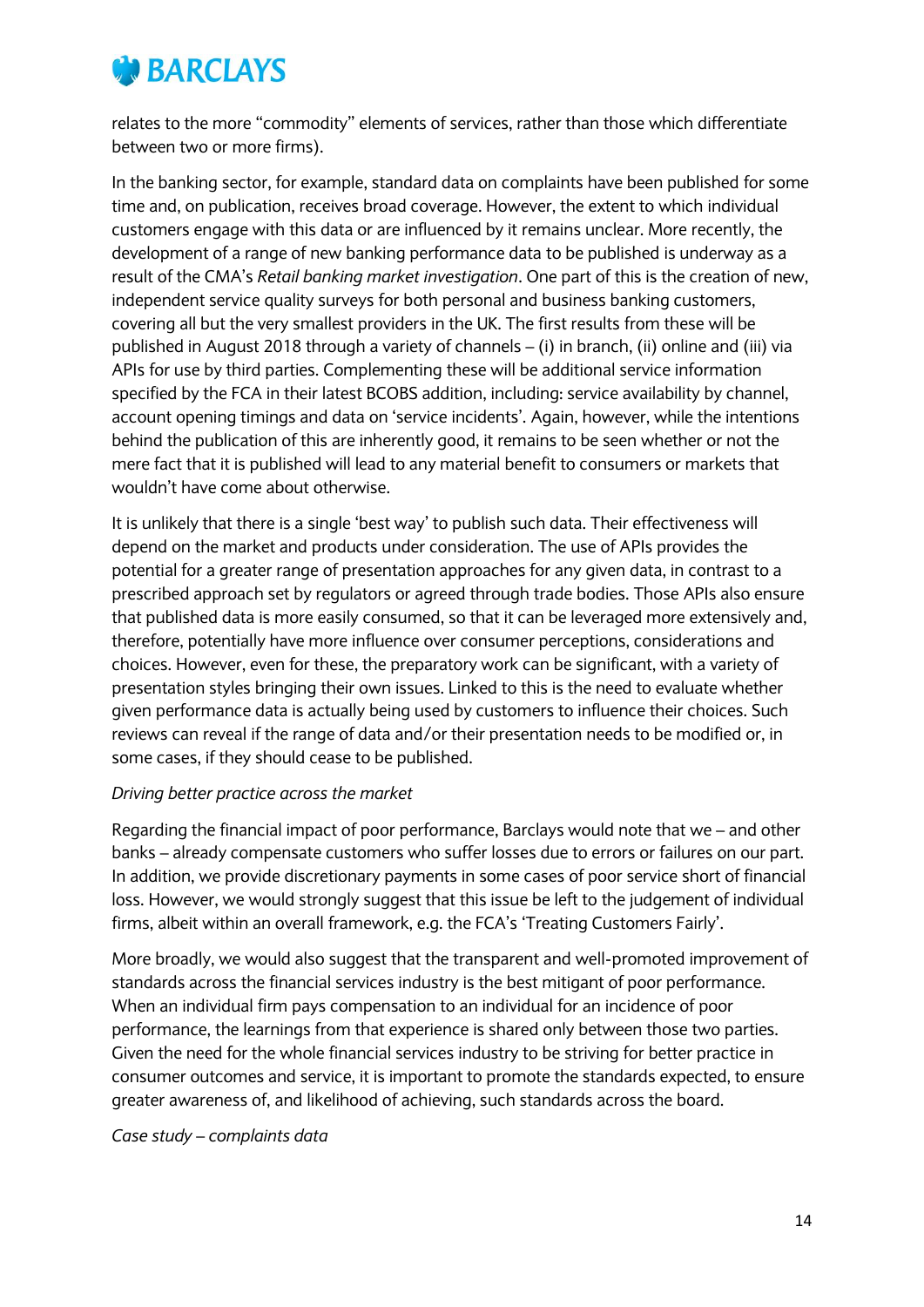relates to the more "commodity" elements of services, rather than those which differentiate between two or more firms).

In the banking sector, for example, standard data on complaints have been published for some time and, on publication, receives broad coverage. However, the extent to which individual customers engage with this data or are influenced by it remains unclear. More recently, the development of a range of new banking performance data to be published is underway as a result of the CMA's *Retail banking market investigation*. One part of this is the creation of new, independent service quality surveys for both personal and business banking customers, covering all but the very smallest providers in the UK. The first results from these will be published in August 2018 through a variety of channels – (i) in branch, (ii) online and (iii) via APIs for use by third parties. Complementing these will be additional service information specified by the FCA in their latest BCOBS addition, including: service availability by channel, account opening timings and data on 'service incidents'. Again, however, while the intentions behind the publication of this are inherently good, it remains to be seen whether or not the mere fact that it is published will lead to any material benefit to consumers or markets that wouldn't have come about otherwise.

It is unlikely that there is a single 'best way' to publish such data. Their effectiveness will depend on the market and products under consideration. The use of APIs provides the potential for a greater range of presentation approaches for any given data, in contrast to a prescribed approach set by regulators or agreed through trade bodies. Those APIs also ensure that published data is more easily consumed, so that it can be leveraged more extensively and, therefore, potentially have more influence over consumer perceptions, considerations and choices. However, even for these, the preparatory work can be significant, with a variety of presentation styles bringing their own issues. Linked to this is the need to evaluate whether given performance data is actually being used by customers to influence their choices. Such reviews can reveal if the range of data and/or their presentation needs to be modified or, in some cases, if they should cease to be published.

*Driving better practice across the market*

Regarding the financial impact of poor performance, Barclays would note that we – and other banks – already compensate customers who suffer losses due to errors or failures on our part. In addition, we provide discretionary payments in some cases of poor service short of financial loss. However, we would strongly suggest that this issue be left to the judgement of individual firms, albeit within an overall framework, e.g. the FCA's 'Treating Customers Fairly'.

More broadly, we would also suggest that the transparent and well-promoted improvement of standards across the financial services industry is the best mitigant of poor performance. When an individual firm pays compensation to an individual for an incidence of poor performance, the learnings from that experience is shared only between those two parties. Given the need for the whole financial services industry to be striving for better practice in consumer outcomes and service, it is important to promote the standards expected, to ensure greater awareness of, and likelihood of achieving, such standards across the board.

*Case study – complaints data*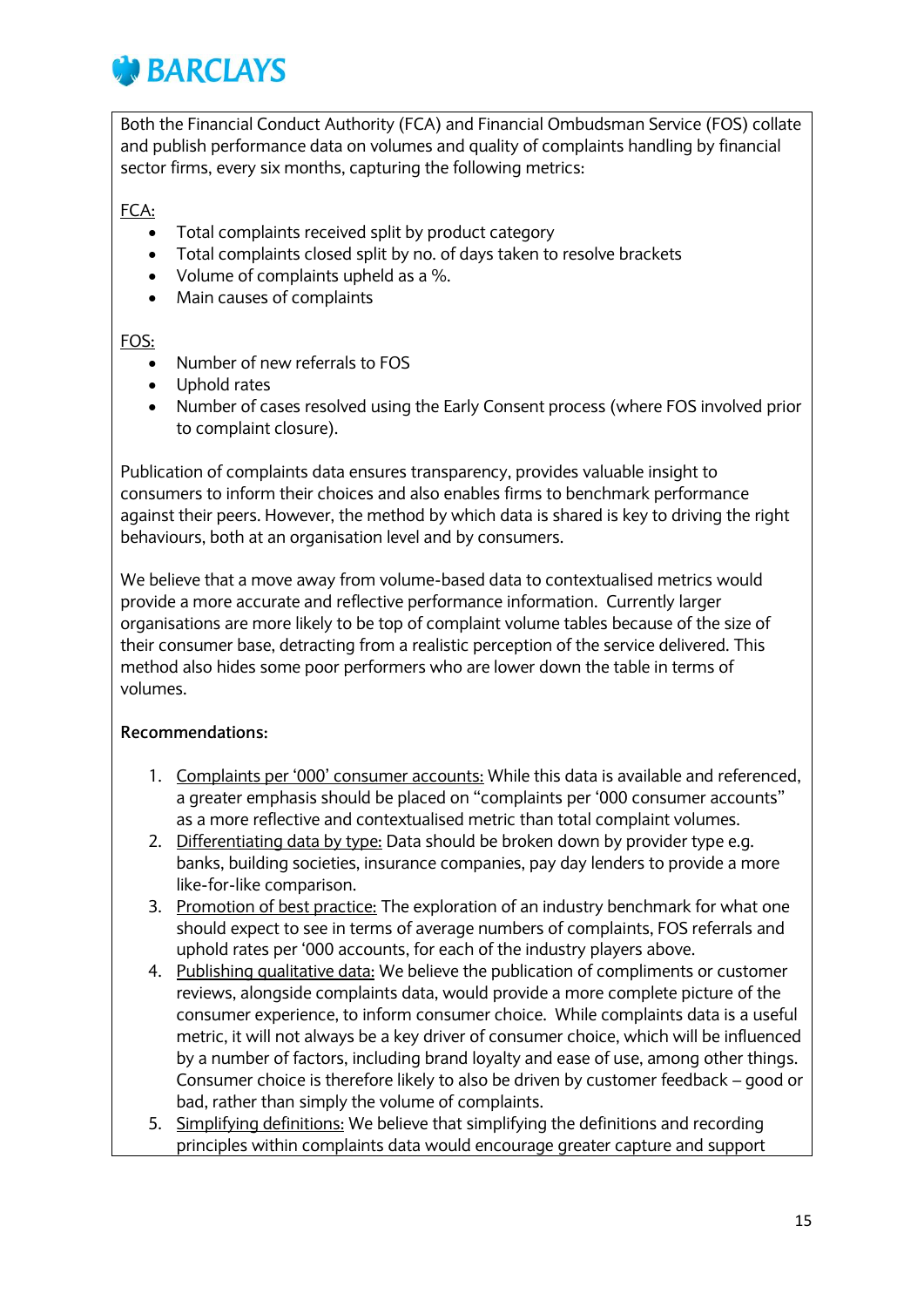Both the Financial Conduct Authority (FCA) and Financial Ombudsman Service (FOS) collate and publish performance data on volumes and quality of complaints handling by financial sector firms, every six months, capturing the following metrics:

FCA:

- Total complaints received split by product category
- Total complaints closed split by no. of days taken to resolve brackets
- Volume of complaints upheld as a %.
- Main causes of complaints

FOS:

- Number of new referrals to FOS
- Uphold rates
- Number of cases resolved using the Early Consent process (where FOS involved prior to complaint closure).

Publication of complaints data ensures transparency, provides valuable insight to consumers to inform their choices and also enables firms to benchmark performance against their peers. However, the method by which data is shared is key to driving the right behaviours, both at an organisation level and by consumers.

We believe that a move away from volume-based data to contextualised metrics would provide a more accurate and reflective performance information. Currently larger organisations are more likely to be top of complaint volume tables because of the size of their consumer base, detracting from a realistic perception of the service delivered. This method also hides some poor performers who are lower down the table in terms of volumes.

**Recommendations:**

1. Complaints per '000' consumer accounts: While this data is available and referenced, a greater emphasis should be placed on "complaints per '000 consumer accounts" as a more reflective and contextualised metric than total complaint volumes.
2. Differentiating data by type: Data should be broken down by provider type e.g. banks, building societies, insurance companies, pay day lenders to provide a more like-for-like comparison.
3. Promotion of best practice: The exploration of an industry benchmark for what one should expect to see in terms of average numbers of complaints, FOS referrals and uphold rates per '000 accounts, for each of the industry players above.
4. Publishing qualitative data: We believe the publication of compliments or customer reviews, alongside complaints data, would provide a more complete picture of the consumer experience, to inform consumer choice. While complaints data is a useful metric, it will not always be a key driver of consumer choice, which will be influenced by a number of factors, including brand loyalty and ease of use, among other things. Consumer choice is therefore likely to also be driven by customer feedback – good or bad, rather than simply the volume of complaints.
5. Simplifying definitions: We believe that simplifying the definitions and recording principles within complaints data would encourage greater capture and support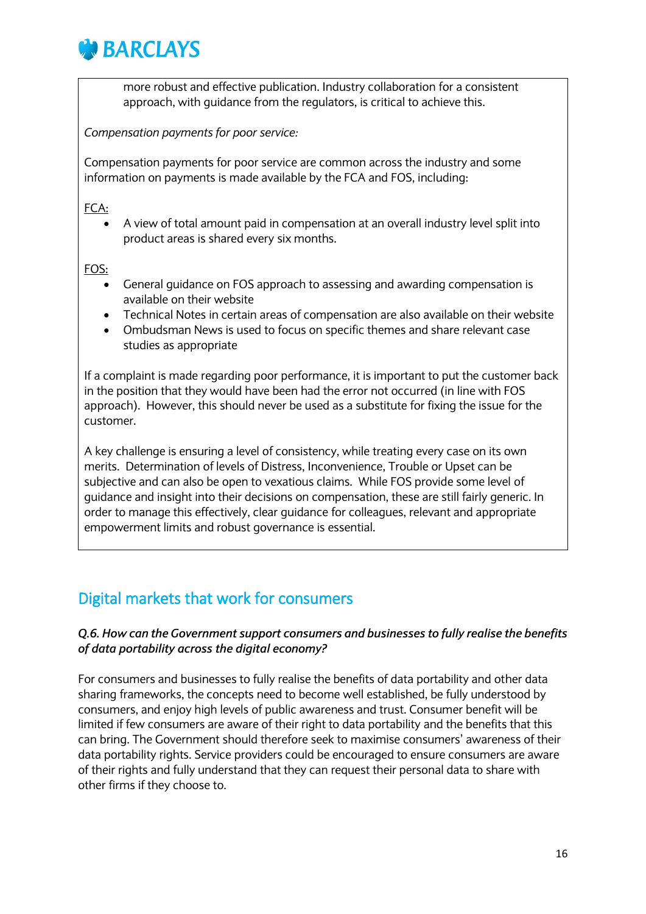more robust and effective publication. Industry collaboration for a consistent approach, with guidance from the regulators, is critical to achieve this.

*Compensation payments for poor service:*

Compensation payments for poor service are common across the industry and some information on payments is made available by the FCA and FOS, including:

<u>FCA:</u>

- A view of total amount paid in compensation at an overall industry level split into product areas is shared every six months.

<u>FOS:</u>

- General guidance on FOS approach to assessing and awarding compensation is available on their website
- Technical Notes in certain areas of compensation are also available on their website
- Ombudsman News is used to focus on specific themes and share relevant case studies as appropriate

If a complaint is made regarding poor performance, it is important to put the customer back in the position that they would have been had the error not occurred (in line with FOS approach). However, this should never be used as a substitute for fixing the issue for the customer.

A key challenge is ensuring a level of consistency, while treating every case on its own merits. Determination of levels of Distress, Inconvenience, Trouble or Upset can be subjective and can also be open to vexatious claims. While FOS provide some level of guidance and insight into their decisions on compensation, these are still fairly generic. In order to manage this effectively, clear guidance for colleagues, relevant and appropriate empowerment limits and robust governance is essential.

## Digital markets that work for consumers

***Q.6. How can the Government support consumers and businesses to fully realise the benefits of data portability across the digital economy?***

For consumers and businesses to fully realise the benefits of data portability and other data sharing frameworks, the concepts need to become well established, be fully understood by consumers, and enjoy high levels of public awareness and trust. Consumer benefit will be limited if few consumers are aware of their right to data portability and the benefits that this can bring. The Government should therefore seek to maximise consumers' awareness of their data portability rights. Service providers could be encouraged to ensure consumers are aware of their rights and fully understand that they can request their personal data to share with other firms if they choose to.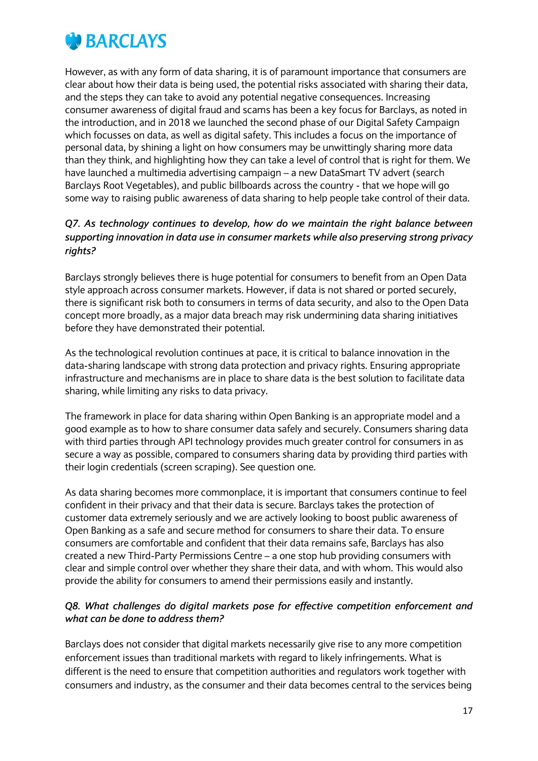However, as with any form of data sharing, it is of paramount importance that consumers are clear about how their data is being used, the potential risks associated with sharing their data, and the steps they can take to avoid any potential negative consequences. Increasing consumer awareness of digital fraud and scams has been a key focus for Barclays, as noted in the introduction, and in 2018 we launched the second phase of our Digital Safety Campaign which focusses on data, as well as digital safety. This includes a focus on the importance of personal data, by shining a light on how consumers may be unwittingly sharing more data than they think, and highlighting how they can take a level of control that is right for them. We have launched a multimedia advertising campaign – a new DataSmart TV advert (search Barclays Root Vegetables), and public billboards across the country - that we hope will go some way to raising public awareness of data sharing to help people take control of their data.

### *Q7. As technology continues to develop, how do we maintain the right balance between supporting innovation in data use in consumer markets while also preserving strong privacy rights?*

Barclays strongly believes there is huge potential for consumers to benefit from an Open Data style approach across consumer markets. However, if data is not shared or ported securely, there is significant risk both to consumers in terms of data security, and also to the Open Data concept more broadly, as a major data breach may risk undermining data sharing initiatives before they have demonstrated their potential.

As the technological revolution continues at pace, it is critical to balance innovation in the data-sharing landscape with strong data protection and privacy rights. Ensuring appropriate infrastructure and mechanisms are in place to share data is the best solution to facilitate data sharing, while limiting any risks to data privacy.

The framework in place for data sharing within Open Banking is an appropriate model and a good example as to how to share consumer data safely and securely. Consumers sharing data with third parties through API technology provides much greater control for consumers in as secure a way as possible, compared to consumers sharing data by providing third parties with their login credentials (screen scraping). See question one.

As data sharing becomes more commonplace, it is important that consumers continue to feel confident in their privacy and that their data is secure. Barclays takes the protection of customer data extremely seriously and we are actively looking to boost public awareness of Open Banking as a safe and secure method for consumers to share their data. To ensure consumers are comfortable and confident that their data remains safe, Barclays has also created a new Third-Party Permissions Centre – a one stop hub providing consumers with clear and simple control over whether they share their data, and with whom. This would also provide the ability for consumers to amend their permissions easily and instantly.

### *Q8. What challenges do digital markets pose for effective competition enforcement and what can be done to address them?*

Barclays does not consider that digital markets necessarily give rise to any more competition enforcement issues than traditional markets with regard to likely infringements. What is different is the need to ensure that competition authorities and regulators work together with consumers and industry, as the consumer and their data becomes central to the services being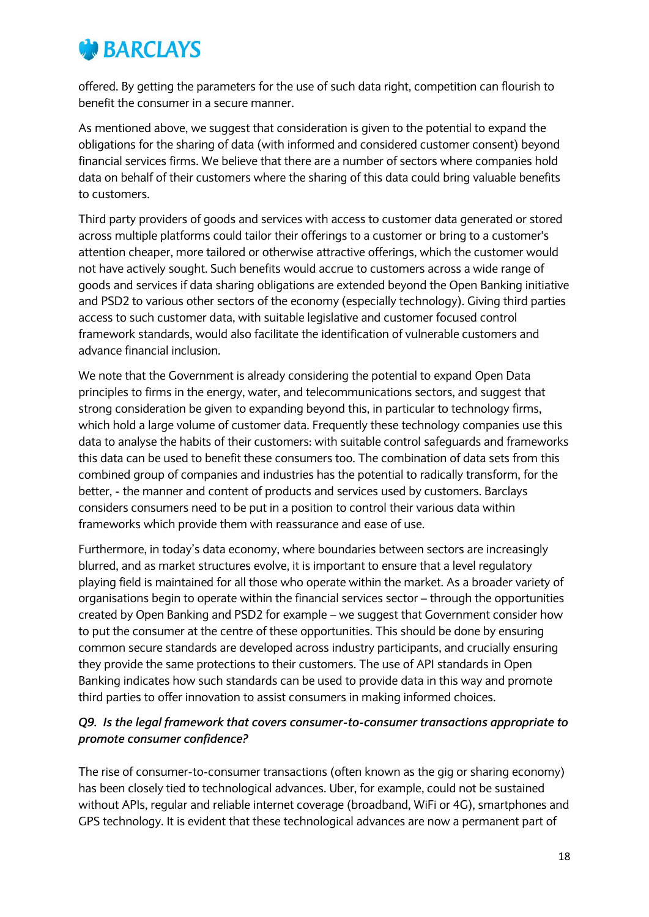offered. By getting the parameters for the use of such data right, competition can flourish to benefit the consumer in a secure manner.

As mentioned above, we suggest that consideration is given to the potential to expand the obligations for the sharing of data (with informed and considered customer consent) beyond financial services firms. We believe that there are a number of sectors where companies hold data on behalf of their customers where the sharing of this data could bring valuable benefits to customers.

Third party providers of goods and services with access to customer data generated or stored across multiple platforms could tailor their offerings to a customer or bring to a customer's attention cheaper, more tailored or otherwise attractive offerings, which the customer would not have actively sought. Such benefits would accrue to customers across a wide range of goods and services if data sharing obligations are extended beyond the Open Banking initiative and PSD2 to various other sectors of the economy (especially technology). Giving third parties access to such customer data, with suitable legislative and customer focused control framework standards, would also facilitate the identification of vulnerable customers and advance financial inclusion.

We note that the Government is already considering the potential to expand Open Data principles to firms in the energy, water, and telecommunications sectors, and suggest that strong consideration be given to expanding beyond this, in particular to technology firms, which hold a large volume of customer data. Frequently these technology companies use this data to analyse the habits of their customers: with suitable control safeguards and frameworks this data can be used to benefit these consumers too. The combination of data sets from this combined group of companies and industries has the potential to radically transform, for the better, - the manner and content of products and services used by customers. Barclays considers consumers need to be put in a position to control their various data within frameworks which provide them with reassurance and ease of use.

Furthermore, in today's data economy, where boundaries between sectors are increasingly blurred, and as market structures evolve, it is important to ensure that a level regulatory playing field is maintained for all those who operate within the market. As a broader variety of organisations begin to operate within the financial services sector – through the opportunities created by Open Banking and PSD2 for example – we suggest that Government consider how to put the consumer at the centre of these opportunities. This should be done by ensuring common secure standards are developed across industry participants, and crucially ensuring they provide the same protections to their customers. The use of API standards in Open Banking indicates how such standards can be used to provide data in this way and promote third parties to offer innovation to assist consumers in making informed choices.

***Q9. Is the legal framework that covers consumer-to-consumer transactions appropriate to promote consumer confidence?***

The rise of consumer-to-consumer transactions (often known as the gig or sharing economy) has been closely tied to technological advances. Uber, for example, could not be sustained without APIs, regular and reliable internet coverage (broadband, WiFi or 4G), smartphones and GPS technology. It is evident that these technological advances are now a permanent part of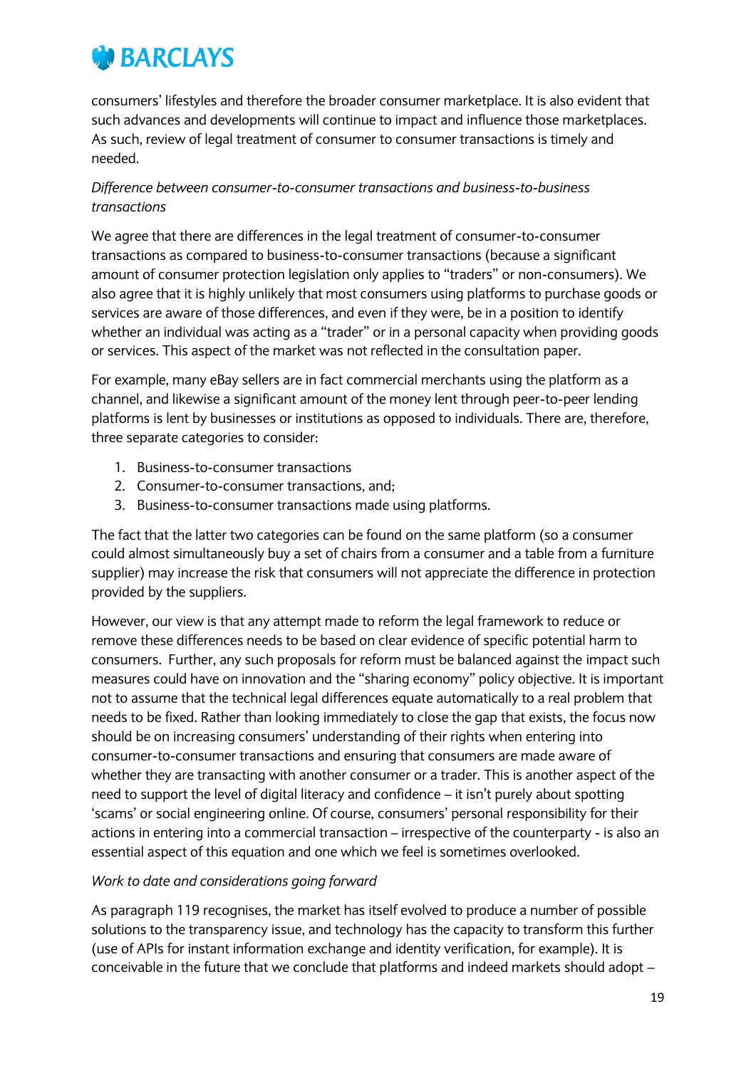consumers' lifestyles and therefore the broader consumer marketplace. It is also evident that such advances and developments will continue to impact and influence those marketplaces. As such, review of legal treatment of consumer to consumer transactions is timely and needed.

*Difference between consumer-to-consumer transactions and business-to-business transactions*

We agree that there are differences in the legal treatment of consumer-to-consumer transactions as compared to business-to-consumer transactions (because a significant amount of consumer protection legislation only applies to "traders" or non-consumers). We also agree that it is highly unlikely that most consumers using platforms to purchase goods or services are aware of those differences, and even if they were, be in a position to identify whether an individual was acting as a "trader" or in a personal capacity when providing goods or services. This aspect of the market was not reflected in the consultation paper.

For example, many eBay sellers are in fact commercial merchants using the platform as a channel, and likewise a significant amount of the money lent through peer-to-peer lending platforms is lent by businesses or institutions as opposed to individuals. There are, therefore, three separate categories to consider:

1. Business-to-consumer transactions
2. Consumer-to-consumer transactions, and;
3. Business-to-consumer transactions made using platforms.

The fact that the latter two categories can be found on the same platform (so a consumer could almost simultaneously buy a set of chairs from a consumer and a table from a furniture supplier) may increase the risk that consumers will not appreciate the difference in protection provided by the suppliers.

However, our view is that any attempt made to reform the legal framework to reduce or remove these differences needs to be based on clear evidence of specific potential harm to consumers. Further, any such proposals for reform must be balanced against the impact such measures could have on innovation and the "sharing economy" policy objective. It is important not to assume that the technical legal differences equate automatically to a real problem that needs to be fixed. Rather than looking immediately to close the gap that exists, the focus now should be on increasing consumers' understanding of their rights when entering into consumer-to-consumer transactions and ensuring that consumers are made aware of whether they are transacting with another consumer or a trader. This is another aspect of the need to support the level of digital literacy and confidence – it isn't purely about spotting 'scams' or social engineering online. Of course, consumers' personal responsibility for their actions in entering into a commercial transaction – irrespective of the counterparty - is also an essential aspect of this equation and one which we feel is sometimes overlooked.

*Work to date and considerations going forward*

As paragraph 119 recognises, the market has itself evolved to produce a number of possible solutions to the transparency issue, and technology has the capacity to transform this further (use of APIs for instant information exchange and identity verification, for example). It is conceivable in the future that we conclude that platforms and indeed markets should adopt –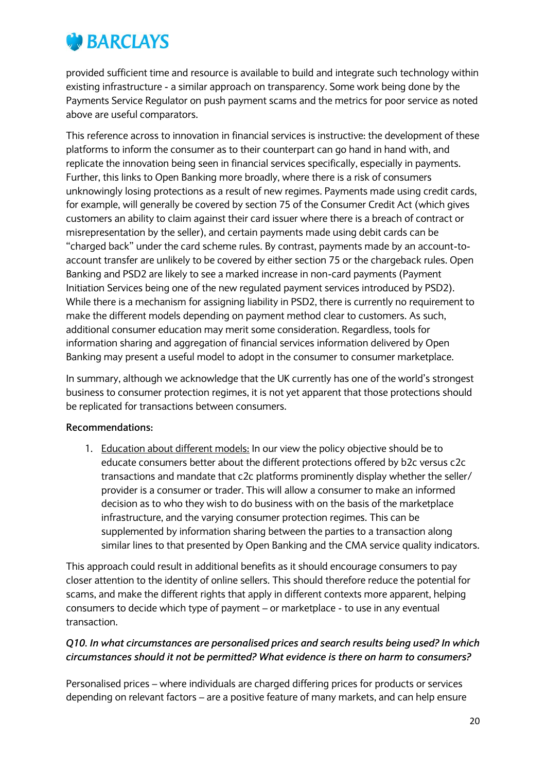provided sufficient time and resource is available to build and integrate such technology within existing infrastructure - a similar approach on transparency. Some work being done by the Payments Service Regulator on push payment scams and the metrics for poor service as noted above are useful comparators.

This reference across to innovation in financial services is instructive: the development of these platforms to inform the consumer as to their counterpart can go hand in hand with, and replicate the innovation being seen in financial services specifically, especially in payments. Further, this links to Open Banking more broadly, where there is a risk of consumers unknowingly losing protections as a result of new regimes. Payments made using credit cards, for example, will generally be covered by section 75 of the Consumer Credit Act (which gives customers an ability to claim against their card issuer where there is a breach of contract or misrepresentation by the seller), and certain payments made using debit cards can be "charged back" under the card scheme rules. By contrast, payments made by an account-to-account transfer are unlikely to be covered by either section 75 or the chargeback rules. Open Banking and PSD2 are likely to see a marked increase in non-card payments (Payment Initiation Services being one of the new regulated payment services introduced by PSD2). While there is a mechanism for assigning liability in PSD2, there is currently no requirement to make the different models depending on payment method clear to customers. As such, additional consumer education may merit some consideration. Regardless, tools for information sharing and aggregation of financial services information delivered by Open Banking may present a useful model to adopt in the consumer to consumer marketplace.

In summary, although we acknowledge that the UK currently has one of the world's strongest business to consumer protection regimes, it is not yet apparent that those protections should be replicated for transactions between consumers.

**Recommendations:**

1. Education about different models: In our view the policy objective should be to educate consumers better about the different protections offered by b2c versus c2c transactions and mandate that c2c platforms prominently display whether the seller/ provider is a consumer or trader. This will allow a consumer to make an informed decision as to who they wish to do business with on the basis of the marketplace infrastructure, and the varying consumer protection regimes. This can be supplemented by information sharing between the parties to a transaction along similar lines to that presented by Open Banking and the CMA service quality indicators.

This approach could result in additional benefits as it should encourage consumers to pay closer attention to the identity of online sellers. This should therefore reduce the potential for scams, and make the different rights that apply in different contexts more apparent, helping consumers to decide which type of payment – or marketplace - to use in any eventual transaction.

***Q10. In what circumstances are personalised prices and search results being used? In which circumstances should it not be permitted? What evidence is there on harm to consumers?***

Personalised prices – where individuals are charged differing prices for products or services depending on relevant factors – are a positive feature of many markets, and can help ensure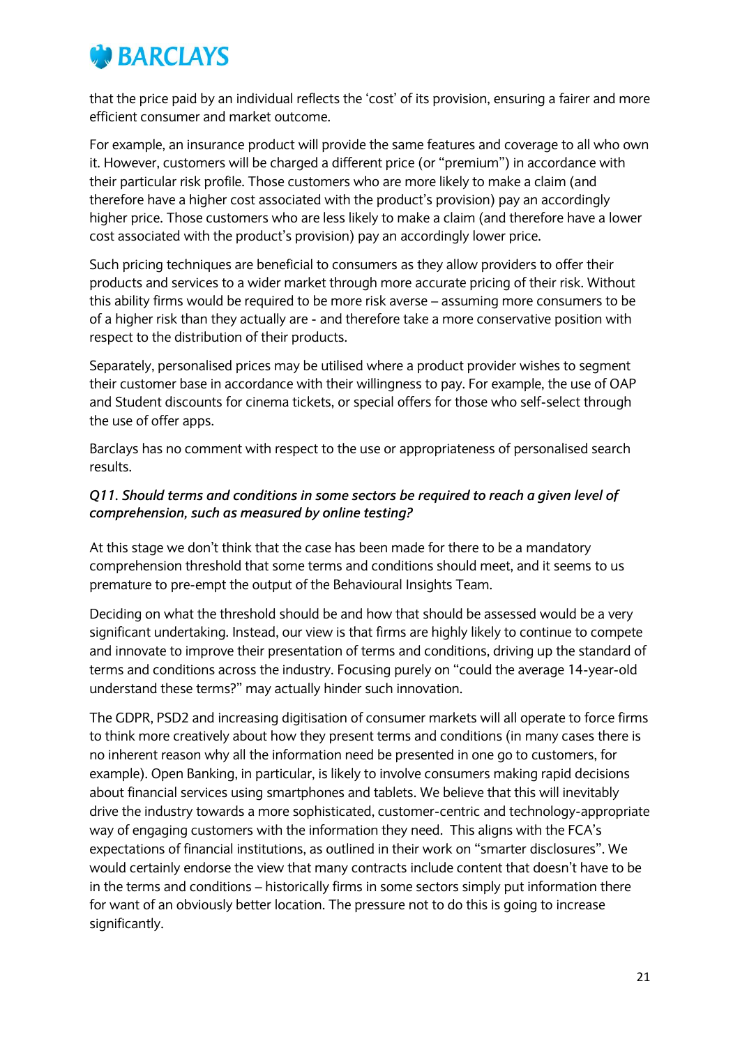that the price paid by an individual reflects the 'cost' of its provision, ensuring a fairer and more efficient consumer and market outcome.

For example, an insurance product will provide the same features and coverage to all who own it. However, customers will be charged a different price (or "premium") in accordance with their particular risk profile. Those customers who are more likely to make a claim (and therefore have a higher cost associated with the product's provision) pay an accordingly higher price. Those customers who are less likely to make a claim (and therefore have a lower cost associated with the product's provision) pay an accordingly lower price.

Such pricing techniques are beneficial to consumers as they allow providers to offer their products and services to a wider market through more accurate pricing of their risk. Without this ability firms would be required to be more risk averse – assuming more consumers to be of a higher risk than they actually are - and therefore take a more conservative position with respect to the distribution of their products.

Separately, personalised prices may be utilised where a product provider wishes to segment their customer base in accordance with their willingness to pay. For example, the use of OAP and Student discounts for cinema tickets, or special offers for those who self-select through the use of offer apps.

Barclays has no comment with respect to the use or appropriateness of personalised search results.

***Q11. Should terms and conditions in some sectors be required to reach a given level of comprehension, such as measured by online testing?***

At this stage we don't think that the case has been made for there to be a mandatory comprehension threshold that some terms and conditions should meet, and it seems to us premature to pre-empt the output of the Behavioural Insights Team.

Deciding on what the threshold should be and how that should be assessed would be a very significant undertaking. Instead, our view is that firms are highly likely to continue to compete and innovate to improve their presentation of terms and conditions, driving up the standard of terms and conditions across the industry. Focusing purely on "could the average 14-year-old understand these terms?" may actually hinder such innovation.

The GDPR, PSD2 and increasing digitisation of consumer markets will all operate to force firms to think more creatively about how they present terms and conditions (in many cases there is no inherent reason why all the information need be presented in one go to customers, for example). Open Banking, in particular, is likely to involve consumers making rapid decisions about financial services using smartphones and tablets. We believe that this will inevitably drive the industry towards a more sophisticated, customer-centric and technology-appropriate way of engaging customers with the information they need. This aligns with the FCA's expectations of financial institutions, as outlined in their work on "smarter disclosures". We would certainly endorse the view that many contracts include content that doesn't have to be in the terms and conditions – historically firms in some sectors simply put information there for want of an obviously better location. The pressure not to do this is going to increase significantly.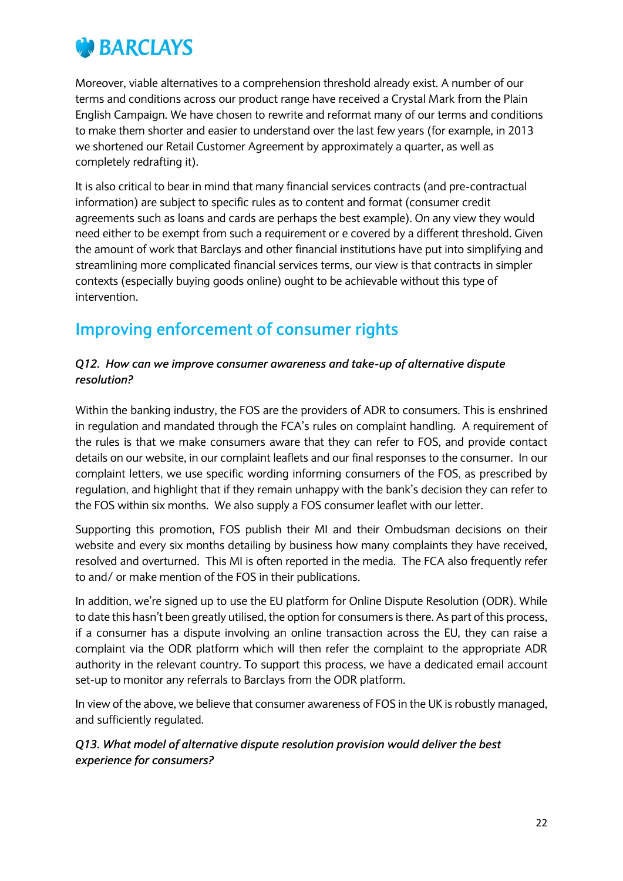Moreover, viable alternatives to a comprehension threshold already exist. A number of our terms and conditions across our product range have received a Crystal Mark from the Plain English Campaign. We have chosen to rewrite and reformat many of our terms and conditions to make them shorter and easier to understand over the last few years (for example, in 2013 we shortened our Retail Customer Agreement by approximately a quarter, as well as completely redrafting it).

It is also critical to bear in mind that many financial services contracts (and pre-contractual information) are subject to specific rules as to content and format (consumer credit agreements such as loans and cards are perhaps the best example). On any view they would need either to be exempt from such a requirement or e covered by a different threshold. Given the amount of work that Barclays and other financial institutions have put into simplifying and streamlining more complicated financial services terms, our view is that contracts in simpler contexts (especially buying goods online) ought to be achievable without this type of intervention.

## Improving enforcement of consumer rights

***Q12. How can we improve consumer awareness and take-up of alternative dispute resolution?***

Within the banking industry, the FOS are the providers of ADR to consumers. This is enshrined in regulation and mandated through the FCA's rules on complaint handling. A requirement of the rules is that we make consumers aware that they can refer to FOS, and provide contact details on our website, in our complaint leaflets and our final responses to the consumer. In our complaint letters, we use specific wording informing consumers of the FOS, as prescribed by regulation, and highlight that if they remain unhappy with the bank's decision they can refer to the FOS within six months. We also supply a FOS consumer leaflet with our letter.

Supporting this promotion, FOS publish their MI and their Ombudsman decisions on their website and every six months detailing by business how many complaints they have received, resolved and overturned. This MI is often reported in the media. The FCA also frequently refer to and/ or make mention of the FOS in their publications.

In addition, we're signed up to use the EU platform for Online Dispute Resolution (ODR). While to date this hasn't been greatly utilised, the option for consumers is there. As part of this process, if a consumer has a dispute involving an online transaction across the EU, they can raise a complaint via the ODR platform which will then refer the complaint to the appropriate ADR authority in the relevant country. To support this process, we have a dedicated email account set-up to monitor any referrals to Barclays from the ODR platform.

In view of the above, we believe that consumer awareness of FOS in the UK is robustly managed, and sufficiently regulated.

***Q13. What model of alternative dispute resolution provision would deliver the best experience for consumers?***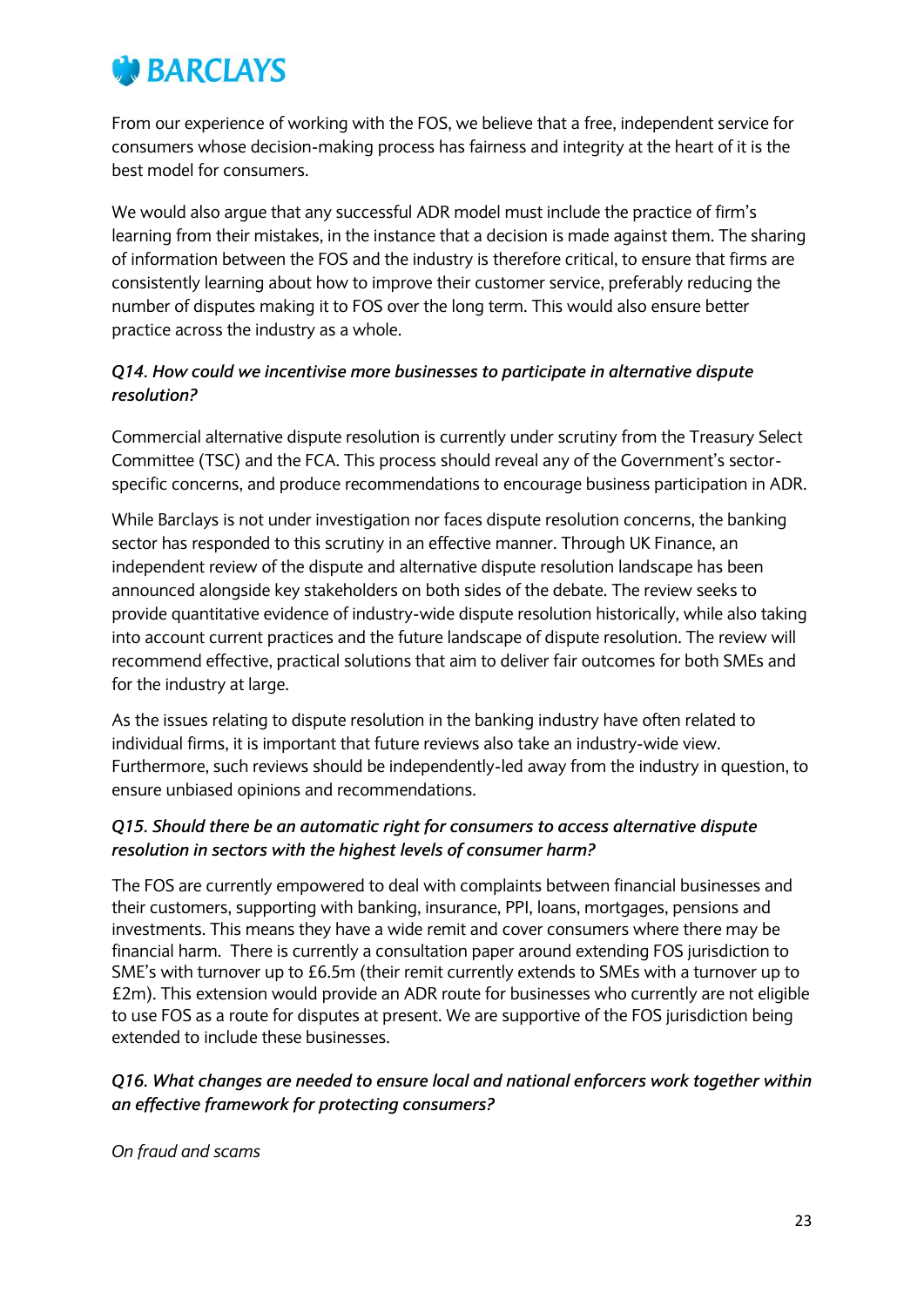From our experience of working with the FOS, we believe that a free, independent service for consumers whose decision-making process has fairness and integrity at the heart of it is the best model for consumers.

We would also argue that any successful ADR model must include the practice of firm's learning from their mistakes, in the instance that a decision is made against them. The sharing of information between the FOS and the industry is therefore critical, to ensure that firms are consistently learning about how to improve their customer service, preferably reducing the number of disputes making it to FOS over the long term. This would also ensure better practice across the industry as a whole.

***Q14. How could we incentivise more businesses to participate in alternative dispute resolution?***

Commercial alternative dispute resolution is currently under scrutiny from the Treasury Select Committee (TSC) and the FCA. This process should reveal any of the Government's sector-specific concerns, and produce recommendations to encourage business participation in ADR.

While Barclays is not under investigation nor faces dispute resolution concerns, the banking sector has responded to this scrutiny in an effective manner. Through UK Finance, an independent review of the dispute and alternative dispute resolution landscape has been announced alongside key stakeholders on both sides of the debate. The review seeks to provide quantitative evidence of industry-wide dispute resolution historically, while also taking into account current practices and the future landscape of dispute resolution. The review will recommend effective, practical solutions that aim to deliver fair outcomes for both SMEs and for the industry at large.

As the issues relating to dispute resolution in the banking industry have often related to individual firms, it is important that future reviews also take an industry-wide view. Furthermore, such reviews should be independently-led away from the industry in question, to ensure unbiased opinions and recommendations.

***Q15. Should there be an automatic right for consumers to access alternative dispute resolution in sectors with the highest levels of consumer harm?***

The FOS are currently empowered to deal with complaints between financial businesses and their customers, supporting with banking, insurance, PPI, loans, mortgages, pensions and investments. This means they have a wide remit and cover consumers where there may be financial harm. There is currently a consultation paper around extending FOS jurisdiction to SME's with turnover up to £6.5m (their remit currently extends to SMEs with a turnover up to £2m). This extension would provide an ADR route for businesses who currently are not eligible to use FOS as a route for disputes at present. We are supportive of the FOS jurisdiction being extended to include these businesses.

***Q16. What changes are needed to ensure local and national enforcers work together within an effective framework for protecting consumers?***

*On fraud and scams*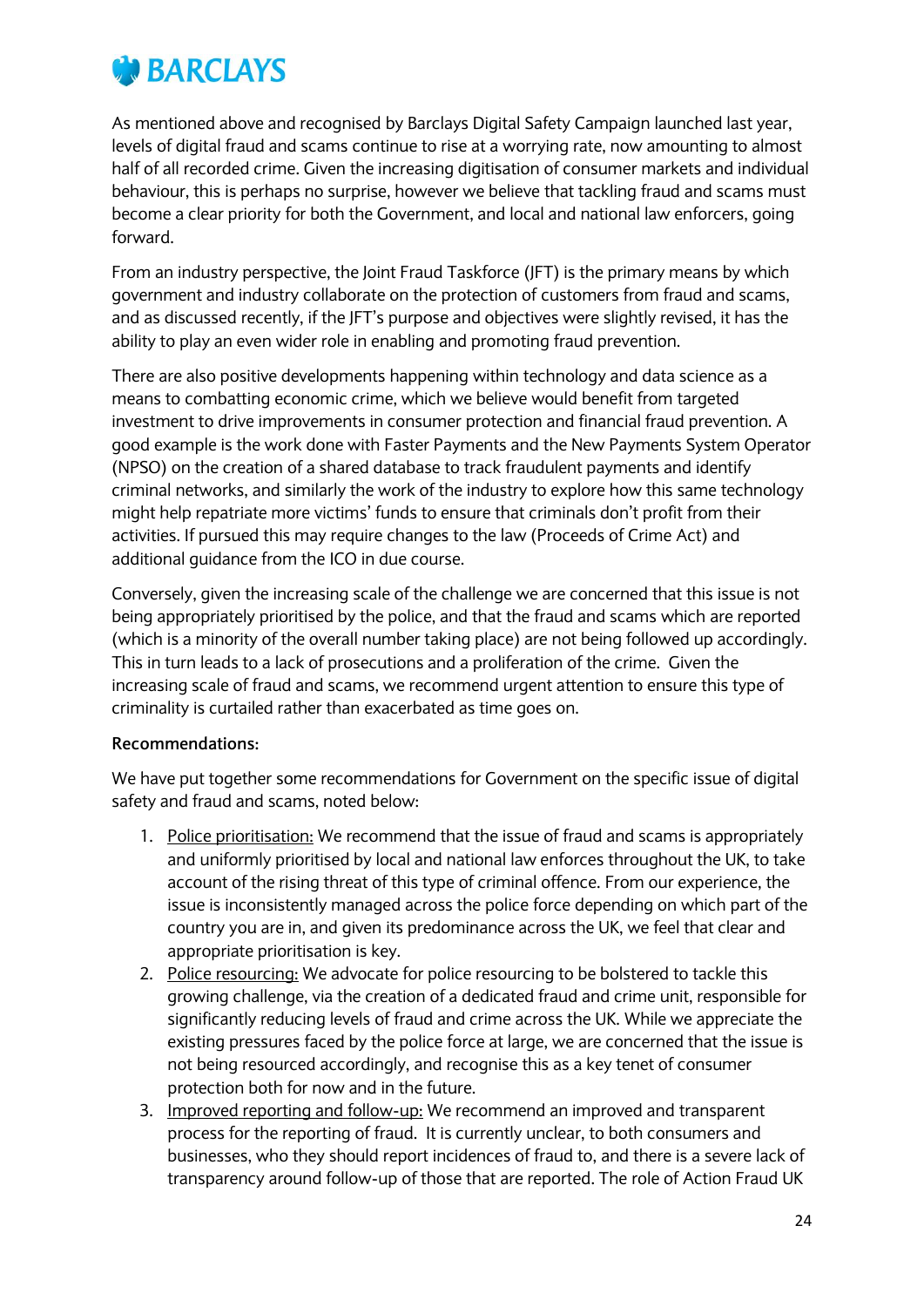As mentioned above and recognised by Barclays Digital Safety Campaign launched last year, levels of digital fraud and scams continue to rise at a worrying rate, now amounting to almost half of all recorded crime. Given the increasing digitisation of consumer markets and individual behaviour, this is perhaps no surprise, however we believe that tackling fraud and scams must become a clear priority for both the Government, and local and national law enforcers, going forward.

From an industry perspective, the Joint Fraud Taskforce (JFT) is the primary means by which government and industry collaborate on the protection of customers from fraud and scams, and as discussed recently, if the JFT's purpose and objectives were slightly revised, it has the ability to play an even wider role in enabling and promoting fraud prevention.

There are also positive developments happening within technology and data science as a means to combatting economic crime, which we believe would benefit from targeted investment to drive improvements in consumer protection and financial fraud prevention. A good example is the work done with Faster Payments and the New Payments System Operator (NPSO) on the creation of a shared database to track fraudulent payments and identify criminal networks, and similarly the work of the industry to explore how this same technology might help repatriate more victims' funds to ensure that criminals don't profit from their activities. If pursued this may require changes to the law (Proceeds of Crime Act) and additional guidance from the ICO in due course.

Conversely, given the increasing scale of the challenge we are concerned that this issue is not being appropriately prioritised by the police, and that the fraud and scams which are reported (which is a minority of the overall number taking place) are not being followed up accordingly. This in turn leads to a lack of prosecutions and a proliferation of the crime. Given the increasing scale of fraud and scams, we recommend urgent attention to ensure this type of criminality is curtailed rather than exacerbated as time goes on.

**Recommendations:**

We have put together some recommendations for Government on the specific issue of digital safety and fraud and scams, noted below:

1. Police prioritisation: We recommend that the issue of fraud and scams is appropriately and uniformly prioritised by local and national law enforces throughout the UK, to take account of the rising threat of this type of criminal offence. From our experience, the issue is inconsistently managed across the police force depending on which part of the country you are in, and given its predominance across the UK, we feel that clear and appropriate prioritisation is key.
2. Police resourcing: We advocate for police resourcing to be bolstered to tackle this growing challenge, via the creation of a dedicated fraud and crime unit, responsible for significantly reducing levels of fraud and crime across the UK. While we appreciate the existing pressures faced by the police force at large, we are concerned that the issue is not being resourced accordingly, and recognise this as a key tenet of consumer protection both for now and in the future.
3. Improved reporting and follow-up: We recommend an improved and transparent process for the reporting of fraud. It is currently unclear, to both consumers and businesses, who they should report incidences of fraud to, and there is a severe lack of transparency around follow-up of those that are reported. The role of Action Fraud UK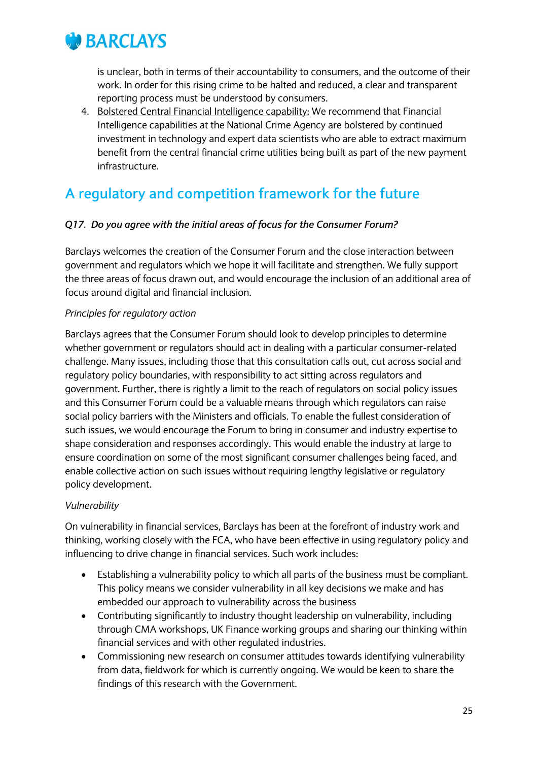is unclear, both in terms of their accountability to consumers, and the outcome of their work. In order for this rising crime to be halted and reduced, a clear and transparent reporting process must be understood by consumers.

4. Bolstered Central Financial Intelligence capability: We recommend that Financial Intelligence capabilities at the National Crime Agency are bolstered by continued investment in technology and expert data scientists who are able to extract maximum benefit from the central financial crime utilities being built as part of the new payment infrastructure.

## A regulatory and competition framework for the future

*Q17. Do you agree with the initial areas of focus for the Consumer Forum?*

Barclays welcomes the creation of the Consumer Forum and the close interaction between government and regulators which we hope it will facilitate and strengthen. We fully support the three areas of focus drawn out, and would encourage the inclusion of an additional area of focus around digital and financial inclusion.

*Principles for regulatory action*

Barclays agrees that the Consumer Forum should look to develop principles to determine whether government or regulators should act in dealing with a particular consumer-related challenge. Many issues, including those that this consultation calls out, cut across social and regulatory policy boundaries, with responsibility to act sitting across regulators and government. Further, there is rightly a limit to the reach of regulators on social policy issues and this Consumer Forum could be a valuable means through which regulators can raise social policy barriers with the Ministers and officials. To enable the fullest consideration of such issues, we would encourage the Forum to bring in consumer and industry expertise to shape consideration and responses accordingly. This would enable the industry at large to ensure coordination on some of the most significant consumer challenges being faced, and enable collective action on such issues without requiring lengthy legislative or regulatory policy development.

*Vulnerability*

On vulnerability in financial services, Barclays has been at the forefront of industry work and thinking, working closely with the FCA, who have been effective in using regulatory policy and influencing to drive change in financial services. Such work includes:

- Establishing a vulnerability policy to which all parts of the business must be compliant. This policy means we consider vulnerability in all key decisions we make and has embedded our approach to vulnerability across the business
- Contributing significantly to industry thought leadership on vulnerability, including through CMA workshops, UK Finance working groups and sharing our thinking within financial services and with other regulated industries.
- Commissioning new research on consumer attitudes towards identifying vulnerability from data, fieldwork for which is currently ongoing. We would be keen to share the findings of this research with the Government.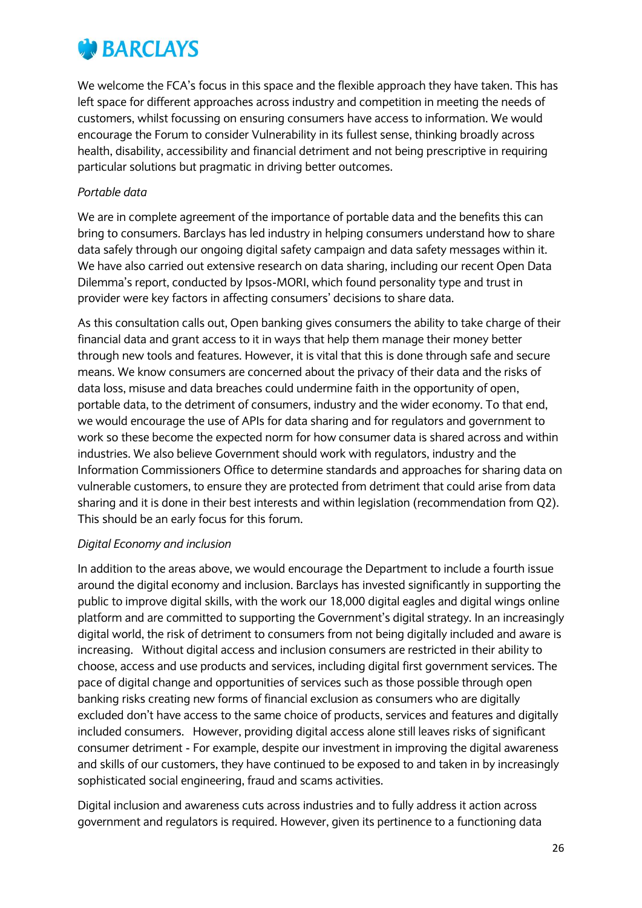We welcome the FCA's focus in this space and the flexible approach they have taken. This has left space for different approaches across industry and competition in meeting the needs of customers, whilst focussing on ensuring consumers have access to information. We would encourage the Forum to consider Vulnerability in its fullest sense, thinking broadly across health, disability, accessibility and financial detriment and not being prescriptive in requiring particular solutions but pragmatic in driving better outcomes.

*Portable data*

We are in complete agreement of the importance of portable data and the benefits this can bring to consumers. Barclays has led industry in helping consumers understand how to share data safely through our ongoing digital safety campaign and data safety messages within it. We have also carried out extensive research on data sharing, including our recent Open Data Dilemma's report, conducted by Ipsos-MORI, which found personality type and trust in provider were key factors in affecting consumers' decisions to share data.

As this consultation calls out, Open banking gives consumers the ability to take charge of their financial data and grant access to it in ways that help them manage their money better through new tools and features. However, it is vital that this is done through safe and secure means. We know consumers are concerned about the privacy of their data and the risks of data loss, misuse and data breaches could undermine faith in the opportunity of open, portable data, to the detriment of consumers, industry and the wider economy. To that end, we would encourage the use of APIs for data sharing and for regulators and government to work so these become the expected norm for how consumer data is shared across and within industries. We also believe Government should work with regulators, industry and the Information Commissioners Office to determine standards and approaches for sharing data on vulnerable customers, to ensure they are protected from detriment that could arise from data sharing and it is done in their best interests and within legislation (recommendation from Q2). This should be an early focus for this forum.

*Digital Economy and inclusion*

In addition to the areas above, we would encourage the Department to include a fourth issue around the digital economy and inclusion. Barclays has invested significantly in supporting the public to improve digital skills, with the work our 18,000 digital eagles and digital wings online platform and are committed to supporting the Government's digital strategy. In an increasingly digital world, the risk of detriment to consumers from not being digitally included and aware is increasing. Without digital access and inclusion consumers are restricted in their ability to choose, access and use products and services, including digital first government services. The pace of digital change and opportunities of services such as those possible through open banking risks creating new forms of financial exclusion as consumers who are digitally excluded don't have access to the same choice of products, services and features and digitally included consumers. However, providing digital access alone still leaves risks of significant consumer detriment - For example, despite our investment in improving the digital awareness and skills of our customers, they have continued to be exposed to and taken in by increasingly sophisticated social engineering, fraud and scams activities.

Digital inclusion and awareness cuts across industries and to fully address it action across government and regulators is required. However, given its pertinence to a functioning data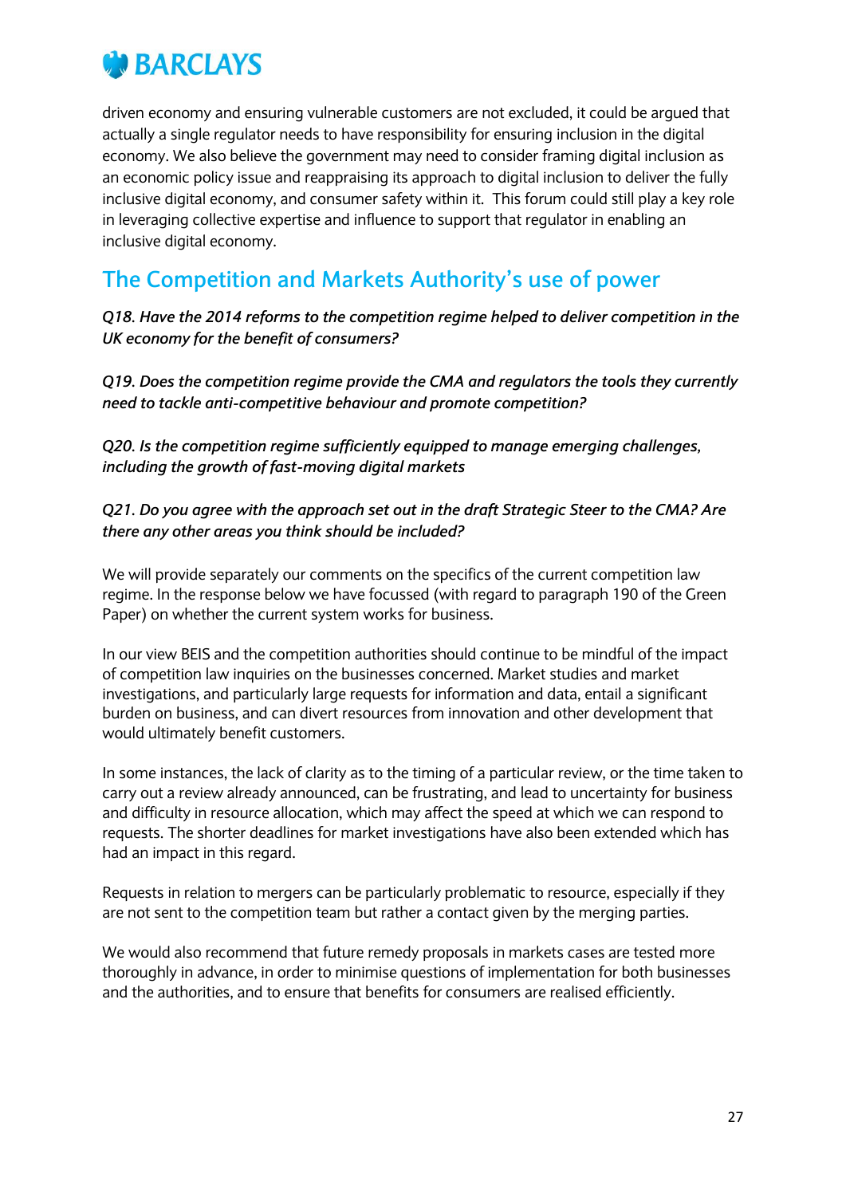driven economy and ensuring vulnerable customers are not excluded, it could be argued that actually a single regulator needs to have responsibility for ensuring inclusion in the digital economy. We also believe the government may need to consider framing digital inclusion as an economic policy issue and reappraising its approach to digital inclusion to deliver the fully inclusive digital economy, and consumer safety within it. This forum could still play a key role in leveraging collective expertise and influence to support that regulator in enabling an inclusive digital economy.

## The Competition and Markets Authority's use of power

*Q18. Have the 2014 reforms to the competition regime helped to deliver competition in the UK economy for the benefit of consumers?*

*Q19. Does the competition regime provide the CMA and regulators the tools they currently need to tackle anti-competitive behaviour and promote competition?*

*Q20. Is the competition regime sufficiently equipped to manage emerging challenges, including the growth of fast-moving digital markets*

*Q21. Do you agree with the approach set out in the draft Strategic Steer to the CMA? Are there any other areas you think should be included?*

We will provide separately our comments on the specifics of the current competition law regime. In the response below we have focussed (with regard to paragraph 190 of the Green Paper) on whether the current system works for business.

In our view BEIS and the competition authorities should continue to be mindful of the impact of competition law inquiries on the businesses concerned. Market studies and market investigations, and particularly large requests for information and data, entail a significant burden on business, and can divert resources from innovation and other development that would ultimately benefit customers.

In some instances, the lack of clarity as to the timing of a particular review, or the time taken to carry out a review already announced, can be frustrating, and lead to uncertainty for business and difficulty in resource allocation, which may affect the speed at which we can respond to requests. The shorter deadlines for market investigations have also been extended which has had an impact in this regard.

Requests in relation to mergers can be particularly problematic to resource, especially if they are not sent to the competition team but rather a contact given by the merging parties.

We would also recommend that future remedy proposals in markets cases are tested more thoroughly in advance, in order to minimise questions of implementation for both businesses and the authorities, and to ensure that benefits for consumers are realised efficiently.